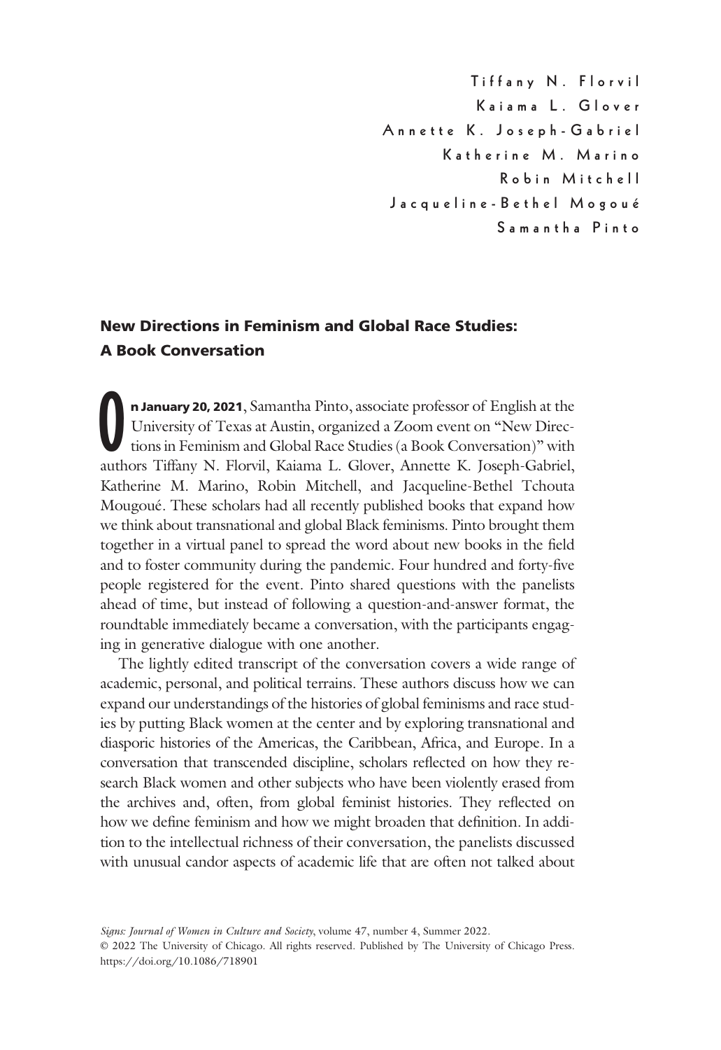Tiffany N. Florvil
Kaiama L. Glover
Annette K. Joseph-Gabriel
Katherine M. Marino
Robin Mitchell
Jacqueline-Bethel Mogoué
Samantha Pinto

# New Directions in Feminism and Global Race Studies: A Book Conversation

**On January 20, 2021**, Samantha Pinto, associate professor of English at the University of Texas at Austin, organized a Zoom event on "New Directions in Feminism and Global Race Studies (a Book Conversation)" with authors Tiffany N. Florvil, Kaiama L. Glover, Annette K. Joseph-Gabriel, Katherine M. Marino, Robin Mitchell, and Jacqueline-Bethel Tchouta Mougoué. These scholars had all recently published books that expand how we think about transnational and global Black feminisms. Pinto brought them together in a virtual panel to spread the word about new books in the field and to foster community during the pandemic. Four hundred and forty-five people registered for the event. Pinto shared questions with the panelists ahead of time, but instead of following a question-and-answer format, the roundtable immediately became a conversation, with the participants engaging in generative dialogue with one another.

The lightly edited transcript of the conversation covers a wide range of academic, personal, and political terrains. These authors discuss how we can expand our understandings of the histories of global feminisms and race studies by putting Black women at the center and by exploring transnational and diasporic histories of the Americas, the Caribbean, Africa, and Europe. In a conversation that transcended discipline, scholars reflected on how they research Black women and other subjects who have been violently erased from the archives and, often, from global feminist histories. They reflected on how we define feminism and how we might broaden that definition. In addition to the intellectual richness of their conversation, the panelists discussed with unusual candor aspects of academic life that are often not talked about

*Signs: Journal of Women in Culture and Society*, volume 47, number 4, Summer 2022.
© 2022 The University of Chicago. All rights reserved. Published by The University of Chicago Press.
https://doi.org/10.1086/718901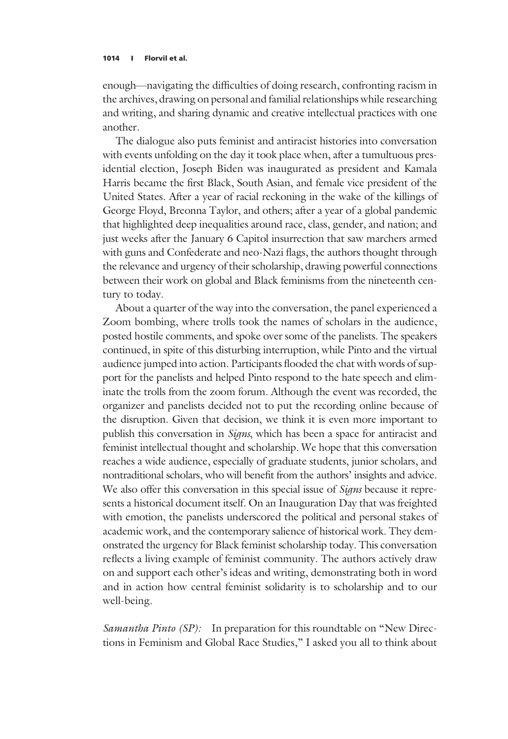enough—navigating the difficulties of doing research, confronting racism in the archives, drawing on personal and familial relationships while researching and writing, and sharing dynamic and creative intellectual practices with one another.

The dialogue also puts feminist and antiracist histories into conversation with events unfolding on the day it took place when, after a tumultuous presidential election, Joseph Biden was inaugurated as president and Kamala Harris became the first Black, South Asian, and female vice president of the United States. After a year of racial reckoning in the wake of the killings of George Floyd, Breonna Taylor, and others; after a year of a global pandemic that highlighted deep inequalities around race, class, gender, and nation; and just weeks after the January 6 Capitol insurrection that saw marchers armed with guns and Confederate and neo-Nazi flags, the authors thought through the relevance and urgency of their scholarship, drawing powerful connections between their work on global and Black feminisms from the nineteenth century to today.

About a quarter of the way into the conversation, the panel experienced a Zoom bombing, where trolls took the names of scholars in the audience, posted hostile comments, and spoke over some of the panelists. The speakers continued, in spite of this disturbing interruption, while Pinto and the virtual audience jumped into action. Participants flooded the chat with words of support for the panelists and helped Pinto respond to the hate speech and eliminate the trolls from the zoom forum. Although the event was recorded, the organizer and panelists decided not to put the recording online because of the disruption. Given that decision, we think it is even more important to publish this conversation in *Signs*, which has been a space for antiracist and feminist intellectual thought and scholarship. We hope that this conversation reaches a wide audience, especially of graduate students, junior scholars, and nontraditional scholars, who will benefit from the authors' insights and advice. We also offer this conversation in this special issue of *Signs* because it represents a historical document itself. On an Inauguration Day that was freighted with emotion, the panelists underscored the political and personal stakes of academic work, and the contemporary salience of historical work. They demonstrated the urgency for Black feminist scholarship today. This conversation reflects a living example of feminist community. The authors actively draw on and support each other's ideas and writing, demonstrating both in word and in action how central feminist solidarity is to scholarship and to our well-being.

*Samantha Pinto (SP):* In preparation for this roundtable on "New Directions in Feminism and Global Race Studies," I asked you all to think about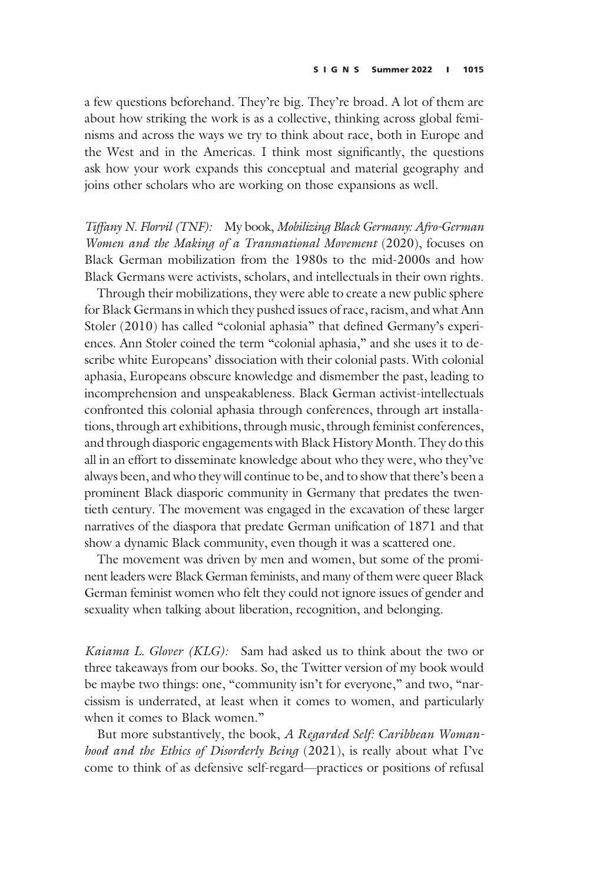a few questions beforehand. They're big. They're broad. A lot of them are about how striking the work is as a collective, thinking across global feminisms and across the ways we try to think about race, both in Europe and the West and in the Americas. I think most significantly, the questions ask how your work expands this conceptual and material geography and joins other scholars who are working on those expansions as well.

*Tiffany N. Florvil (TNF):* My book, *Mobilizing Black Germany: Afro-German Women and the Making of a Transnational Movement* (2020), focuses on Black German mobilization from the 1980s to the mid-2000s and how Black Germans were activists, scholars, and intellectuals in their own rights.

Through their mobilizations, they were able to create a new public sphere for Black Germans in which they pushed issues of race, racism, and what Ann Stoler (2010) has called "colonial aphasia" that defined Germany's experiences. Ann Stoler coined the term "colonial aphasia," and she uses it to describe white Europeans' dissociation with their colonial pasts. With colonial aphasia, Europeans obscure knowledge and dismember the past, leading to incomprehension and unspeakableness. Black German activist-intellectuals confronted this colonial aphasia through conferences, through art installations, through art exhibitions, through music, through feminist conferences, and through diasporic engagements with Black History Month. They do this all in an effort to disseminate knowledge about who they were, who they've always been, and who they will continue to be, and to show that there's been a prominent Black diasporic community in Germany that predates the twentieth century. The movement was engaged in the excavation of these larger narratives of the diaspora that predate German unification of 1871 and that show a dynamic Black community, even though it was a scattered one.

The movement was driven by men and women, but some of the prominent leaders were Black German feminists, and many of them were queer Black German feminist women who felt they could not ignore issues of gender and sexuality when talking about liberation, recognition, and belonging.

*Kaiama L. Glover (KLG):* Sam had asked us to think about the two or three takeaways from our books. So, the Twitter version of my book would be maybe two things: one, "community isn't for everyone," and two, "narcissism is underrated, at least when it comes to women, and particularly when it comes to Black women."

But more substantively, the book, *A Regarded Self: Caribbean Womanhood and the Ethics of Disorderly Being* (2021), is really about what I've come to think of as defensive self-regard—practices or positions of refusal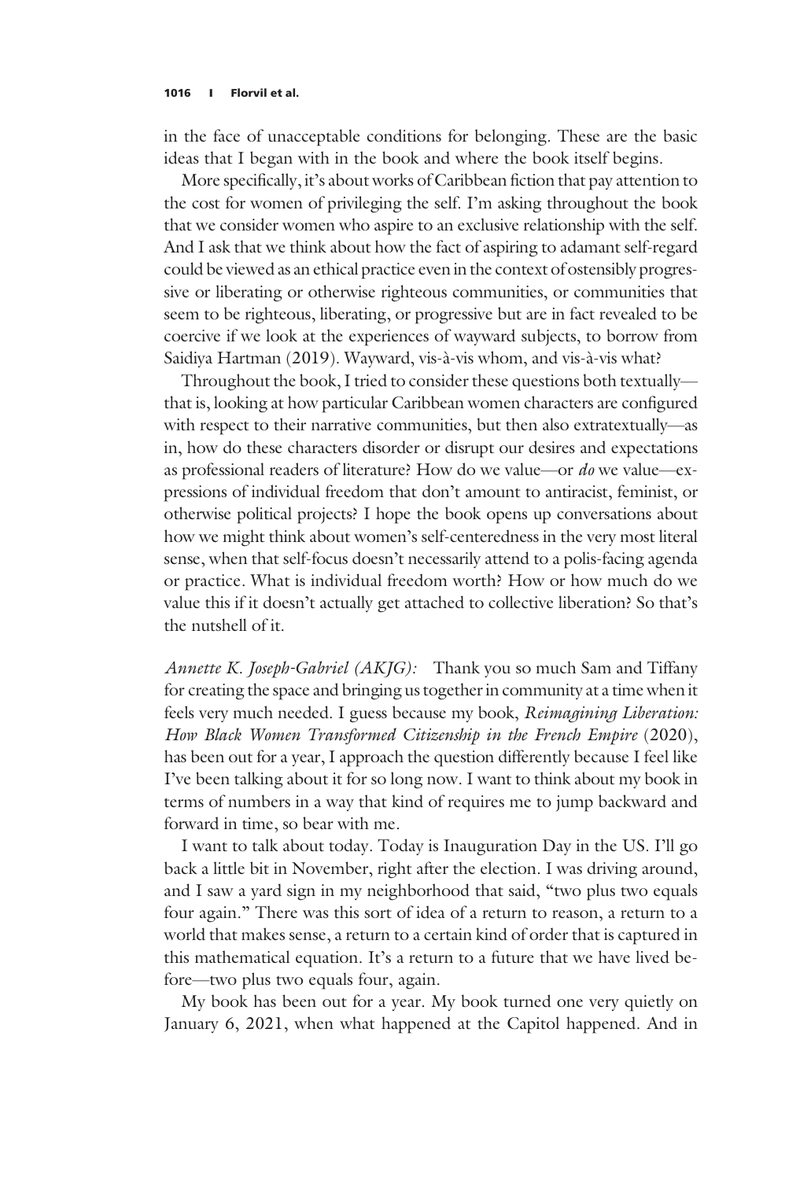in the face of unacceptable conditions for belonging. These are the basic ideas that I began with in the book and where the book itself begins.

More specifically, it's about works of Caribbean fiction that pay attention to the cost for women of privileging the self. I'm asking throughout the book that we consider women who aspire to an exclusive relationship with the self. And I ask that we think about how the fact of aspiring to adamant self-regard could be viewed as an ethical practice even in the context of ostensibly progressive or liberating or otherwise righteous communities, or communities that seem to be righteous, liberating, or progressive but are in fact revealed to be coercive if we look at the experiences of wayward subjects, to borrow from Saidiya Hartman (2019). Wayward, vis-à-vis whom, and vis-à-vis what?

Throughout the book, I tried to consider these questions both textually—that is, looking at how particular Caribbean women characters are configured with respect to their narrative communities, but then also extratextually—as in, how do these characters disorder or disrupt our desires and expectations as professional readers of literature? How do we value—or *do* we value—expressions of individual freedom that don't amount to antiracist, feminist, or otherwise political projects? I hope the book opens up conversations about how we might think about women's self-centeredness in the very most literal sense, when that self-focus doesn't necessarily attend to a polis-facing agenda or practice. What is individual freedom worth? How or how much do we value this if it doesn't actually get attached to collective liberation? So that's the nutshell of it.

*Annette K. Joseph-Gabriel (AKJG):* Thank you so much Sam and Tiffany for creating the space and bringing us together in community at a time when it feels very much needed. I guess because my book, *Reimagining Liberation: How Black Women Transformed Citizenship in the French Empire* (2020), has been out for a year, I approach the question differently because I feel like I've been talking about it for so long now. I want to think about my book in terms of numbers in a way that kind of requires me to jump backward and forward in time, so bear with me.

I want to talk about today. Today is Inauguration Day in the US. I'll go back a little bit in November, right after the election. I was driving around, and I saw a yard sign in my neighborhood that said, "two plus two equals four again." There was this sort of idea of a return to reason, a return to a world that makes sense, a return to a certain kind of order that is captured in this mathematical equation. It's a return to a future that we have lived before—two plus two equals four, again.

My book has been out for a year. My book turned one very quietly on January 6, 2021, when what happened at the Capitol happened. And in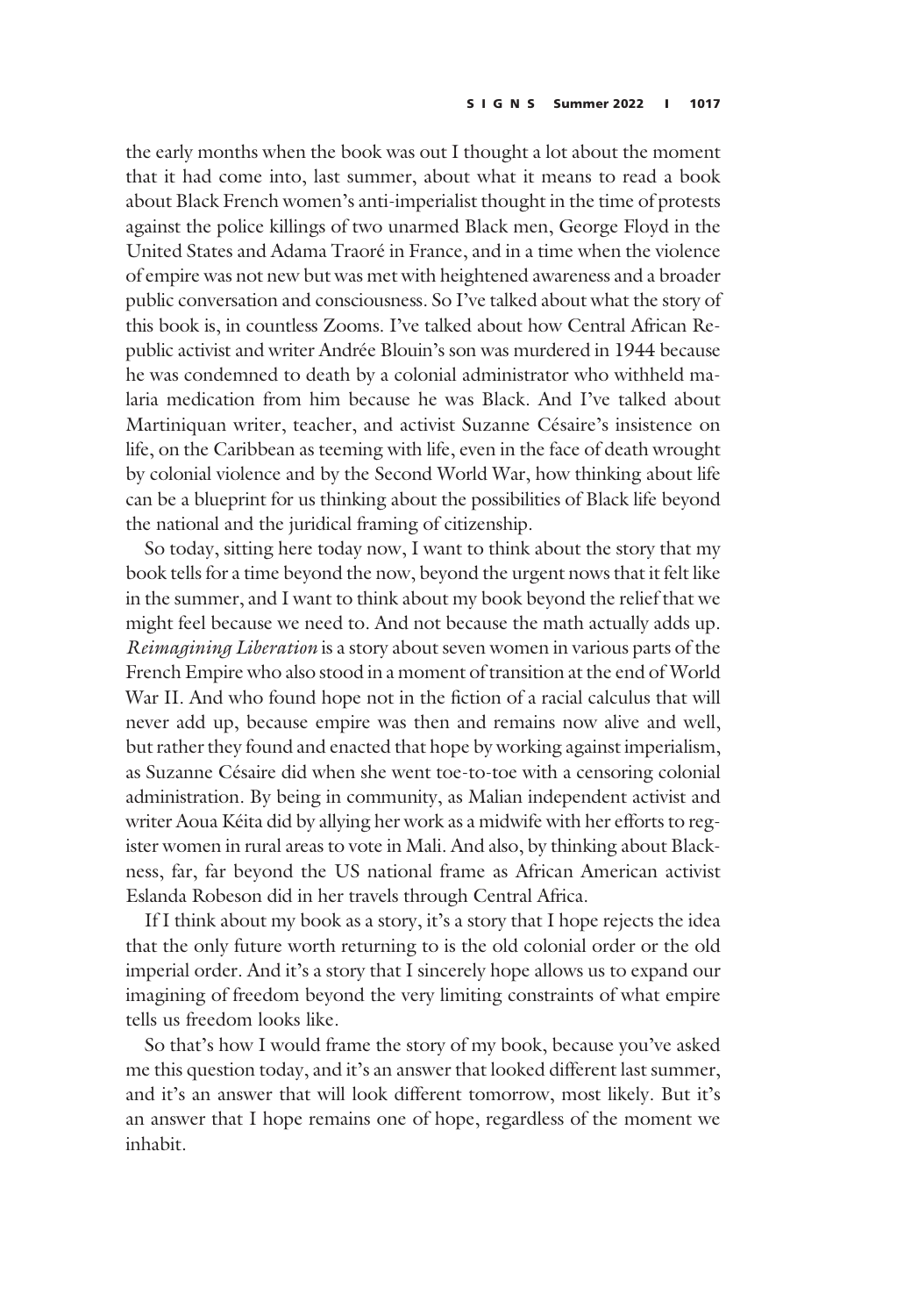the early months when the book was out I thought a lot about the moment that it had come into, last summer, about what it means to read a book about Black French women's anti-imperialist thought in the time of protests against the police killings of two unarmed Black men, George Floyd in the United States and Adama Traoré in France, and in a time when the violence of empire was not new but was met with heightened awareness and a broader public conversation and consciousness. So I've talked about what the story of this book is, in countless Zooms. I've talked about how Central African Republic activist and writer Andrée Blouin's son was murdered in 1944 because he was condemned to death by a colonial administrator who withheld malaria medication from him because he was Black. And I've talked about Martiniquan writer, teacher, and activist Suzanne Césaire's insistence on life, on the Caribbean as teeming with life, even in the face of death wrought by colonial violence and by the Second World War, how thinking about life can be a blueprint for us thinking about the possibilities of Black life beyond the national and the juridical framing of citizenship.

So today, sitting here today now, I want to think about the story that my book tells for a time beyond the now, beyond the urgent nows that it felt like in the summer, and I want to think about my book beyond the relief that we might feel because we need to. And not because the math actually adds up. *Reimagining Liberation* is a story about seven women in various parts of the French Empire who also stood in a moment of transition at the end of World War II. And who found hope not in the fiction of a racial calculus that will never add up, because empire was then and remains now alive and well, but rather they found and enacted that hope by working against imperialism, as Suzanne Césaire did when she went toe-to-toe with a censoring colonial administration. By being in community, as Malian independent activist and writer Aoua Kéita did by allying her work as a midwife with her efforts to register women in rural areas to vote in Mali. And also, by thinking about Blackness, far, far beyond the US national frame as African American activist Eslanda Robeson did in her travels through Central Africa.

If I think about my book as a story, it's a story that I hope rejects the idea that the only future worth returning to is the old colonial order or the old imperial order. And it's a story that I sincerely hope allows us to expand our imagining of freedom beyond the very limiting constraints of what empire tells us freedom looks like.

So that's how I would frame the story of my book, because you've asked me this question today, and it's an answer that looked different last summer, and it's an answer that will look different tomorrow, most likely. But it's an answer that I hope remains one of hope, regardless of the moment we inhabit.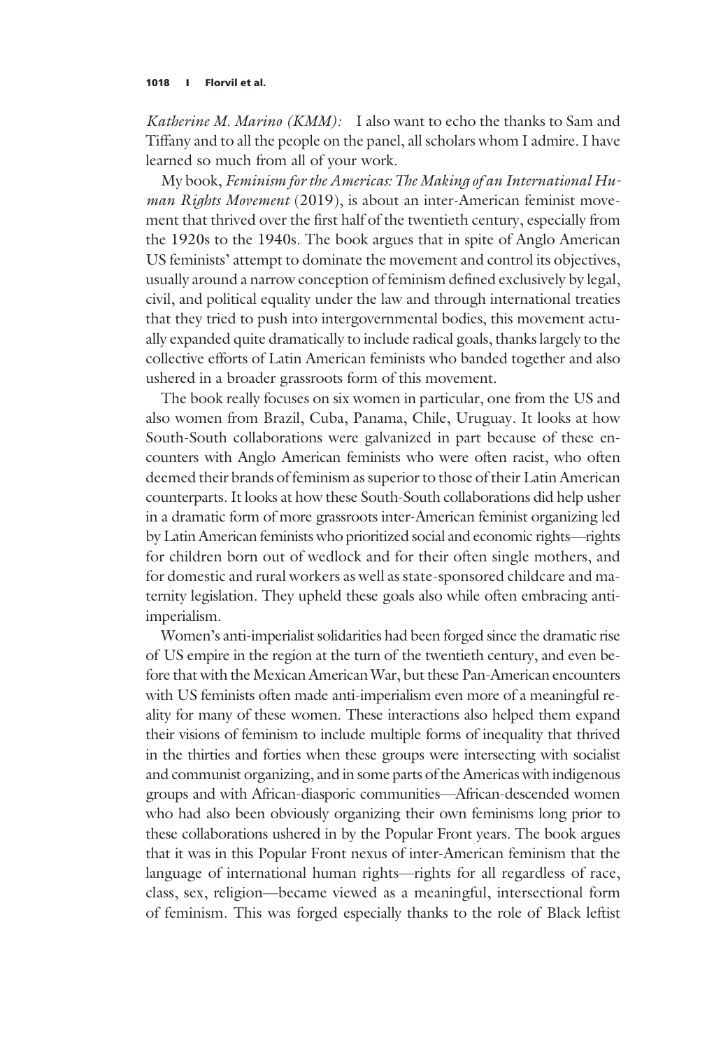*Katherine M. Marino (KMM):* I also want to echo the thanks to Sam and Tiffany and to all the people on the panel, all scholars whom I admire. I have learned so much from all of your work.

My book, *Feminism for the Americas: The Making of an International Human Rights Movement* (2019), is about an inter-American feminist movement that thrived over the first half of the twentieth century, especially from the 1920s to the 1940s. The book argues that in spite of Anglo American US feminists' attempt to dominate the movement and control its objectives, usually around a narrow conception of feminism defined exclusively by legal, civil, and political equality under the law and through international treaties that they tried to push into intergovernmental bodies, this movement actually expanded quite dramatically to include radical goals, thanks largely to the collective efforts of Latin American feminists who banded together and also ushered in a broader grassroots form of this movement.

The book really focuses on six women in particular, one from the US and also women from Brazil, Cuba, Panama, Chile, Uruguay. It looks at how South-South collaborations were galvanized in part because of these encounters with Anglo American feminists who were often racist, who often deemed their brands of feminism as superior to those of their Latin American counterparts. It looks at how these South-South collaborations did help usher in a dramatic form of more grassroots inter-American feminist organizing led by Latin American feminists who prioritized social and economic rights—rights for children born out of wedlock and for their often single mothers, and for domestic and rural workers as well as state-sponsored childcare and maternity legislation. They upheld these goals also while often embracing anti-imperialism.

Women's anti-imperialist solidarities had been forged since the dramatic rise of US empire in the region at the turn of the twentieth century, and even before that with the Mexican American War, but these Pan-American encounters with US feminists often made anti-imperialism even more of a meaningful reality for many of these women. These interactions also helped them expand their visions of feminism to include multiple forms of inequality that thrived in the thirties and forties when these groups were intersecting with socialist and communist organizing, and in some parts of the Americas with indigenous groups and with African-diasporic communities—African-descended women who had also been obviously organizing their own feminisms long prior to these collaborations ushered in by the Popular Front years. The book argues that it was in this Popular Front nexus of inter-American feminism that the language of international human rights—rights for all regardless of race, class, sex, religion—became viewed as a meaningful, intersectional form of feminism. This was forged especially thanks to the role of Black leftist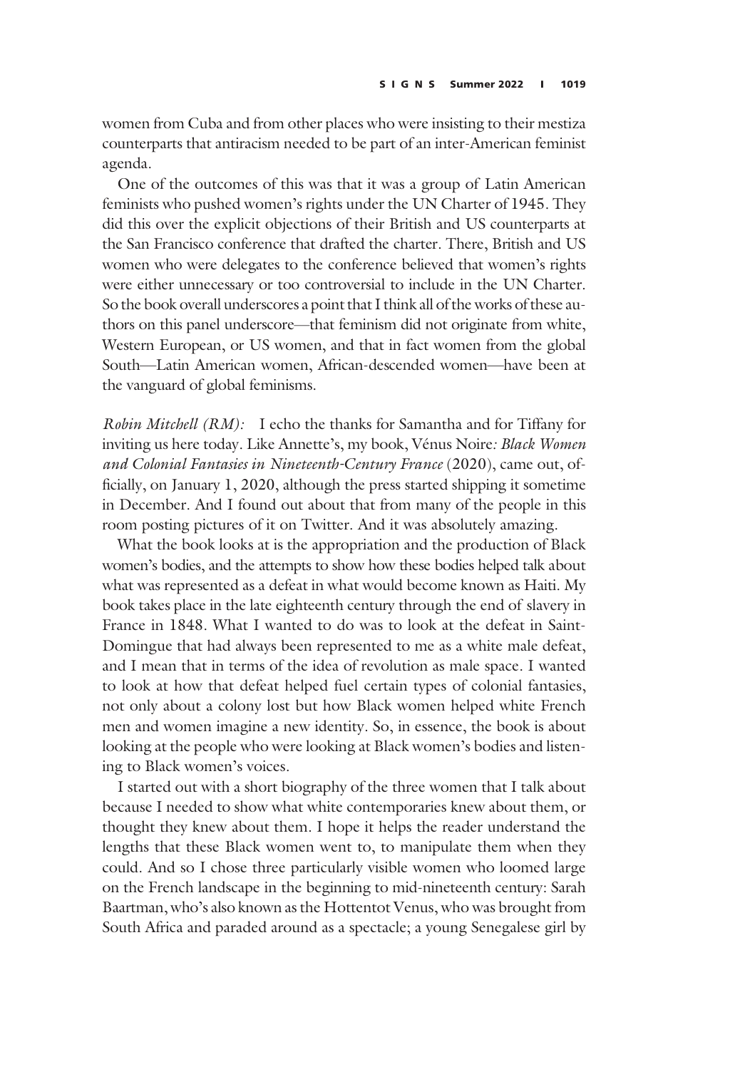women from Cuba and from other places who were insisting to their mestiza counterparts that antiracism needed to be part of an inter-American feminist agenda.

One of the outcomes of this was that it was a group of Latin American feminists who pushed women's rights under the UN Charter of 1945. They did this over the explicit objections of their British and US counterparts at the San Francisco conference that drafted the charter. There, British and US women who were delegates to the conference believed that women's rights were either unnecessary or too controversial to include in the UN Charter. So the book overall underscores a point that I think all of the works of these authors on this panel underscore—that feminism did not originate from white, Western European, or US women, and that in fact women from the global South—Latin American women, African-descended women—have been at the vanguard of global feminisms.

*Robin Mitchell (RM):* I echo the thanks for Samantha and for Tiffany for inviting us here today. Like Annette's, my book, Vénus Noire*: Black Women and Colonial Fantasies in Nineteenth-Century France* (2020), came out, officially, on January 1, 2020, although the press started shipping it sometime in December. And I found out about that from many of the people in this room posting pictures of it on Twitter. And it was absolutely amazing.

What the book looks at is the appropriation and the production of Black women's bodies, and the attempts to show how these bodies helped talk about what was represented as a defeat in what would become known as Haiti. My book takes place in the late eighteenth century through the end of slavery in France in 1848. What I wanted to do was to look at the defeat in Saint-Domingue that had always been represented to me as a white male defeat, and I mean that in terms of the idea of revolution as male space. I wanted to look at how that defeat helped fuel certain types of colonial fantasies, not only about a colony lost but how Black women helped white French men and women imagine a new identity. So, in essence, the book is about looking at the people who were looking at Black women's bodies and listening to Black women's voices.

I started out with a short biography of the three women that I talk about because I needed to show what white contemporaries knew about them, or thought they knew about them. I hope it helps the reader understand the lengths that these Black women went to, to manipulate them when they could. And so I chose three particularly visible women who loomed large on the French landscape in the beginning to mid-nineteenth century: Sarah Baartman, who's also known as the Hottentot Venus, who was brought from South Africa and paraded around as a spectacle; a young Senegalese girl by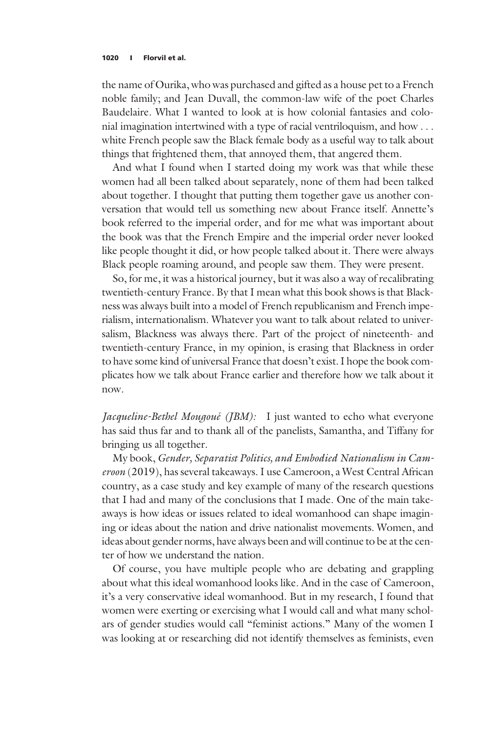the name of Ourika, who was purchased and gifted as a house pet to a French noble family; and Jean Duvall, the common-law wife of the poet Charles Baudelaire. What I wanted to look at is how colonial fantasies and colonial imagination intertwined with a type of racial ventriloquism, and how . . . white French people saw the Black female body as a useful way to talk about things that frightened them, that annoyed them, that angered them.

And what I found when I started doing my work was that while these women had all been talked about separately, none of them had been talked about together. I thought that putting them together gave us another conversation that would tell us something new about France itself. Annette's book referred to the imperial order, and for me what was important about the book was that the French Empire and the imperial order never looked like people thought it did, or how people talked about it. There were always Black people roaming around, and people saw them. They were present.

So, for me, it was a historical journey, but it was also a way of recalibrating twentieth-century France. By that I mean what this book shows is that Blackness was always built into a model of French republicanism and French imperialism, internationalism. Whatever you want to talk about related to universalism, Blackness was always there. Part of the project of nineteenth- and twentieth-century France, in my opinion, is erasing that Blackness in order to have some kind of universal France that doesn't exist. I hope the book complicates how we talk about France earlier and therefore how we talk about it now.

*Jacqueline-Bethel Mougoué (JBM):* I just wanted to echo what everyone has said thus far and to thank all of the panelists, Samantha, and Tiffany for bringing us all together.

My book, *Gender, Separatist Politics, and Embodied Nationalism in Cameroon* (2019), has several takeaways. I use Cameroon, a West Central African country, as a case study and key example of many of the research questions that I had and many of the conclusions that I made. One of the main takeaways is how ideas or issues related to ideal womanhood can shape imagining or ideas about the nation and drive nationalist movements. Women, and ideas about gender norms, have always been and will continue to be at the center of how we understand the nation.

Of course, you have multiple people who are debating and grappling about what this ideal womanhood looks like. And in the case of Cameroon, it's a very conservative ideal womanhood. But in my research, I found that women were exerting or exercising what I would call and what many scholars of gender studies would call "feminist actions." Many of the women I was looking at or researching did not identify themselves as feminists, even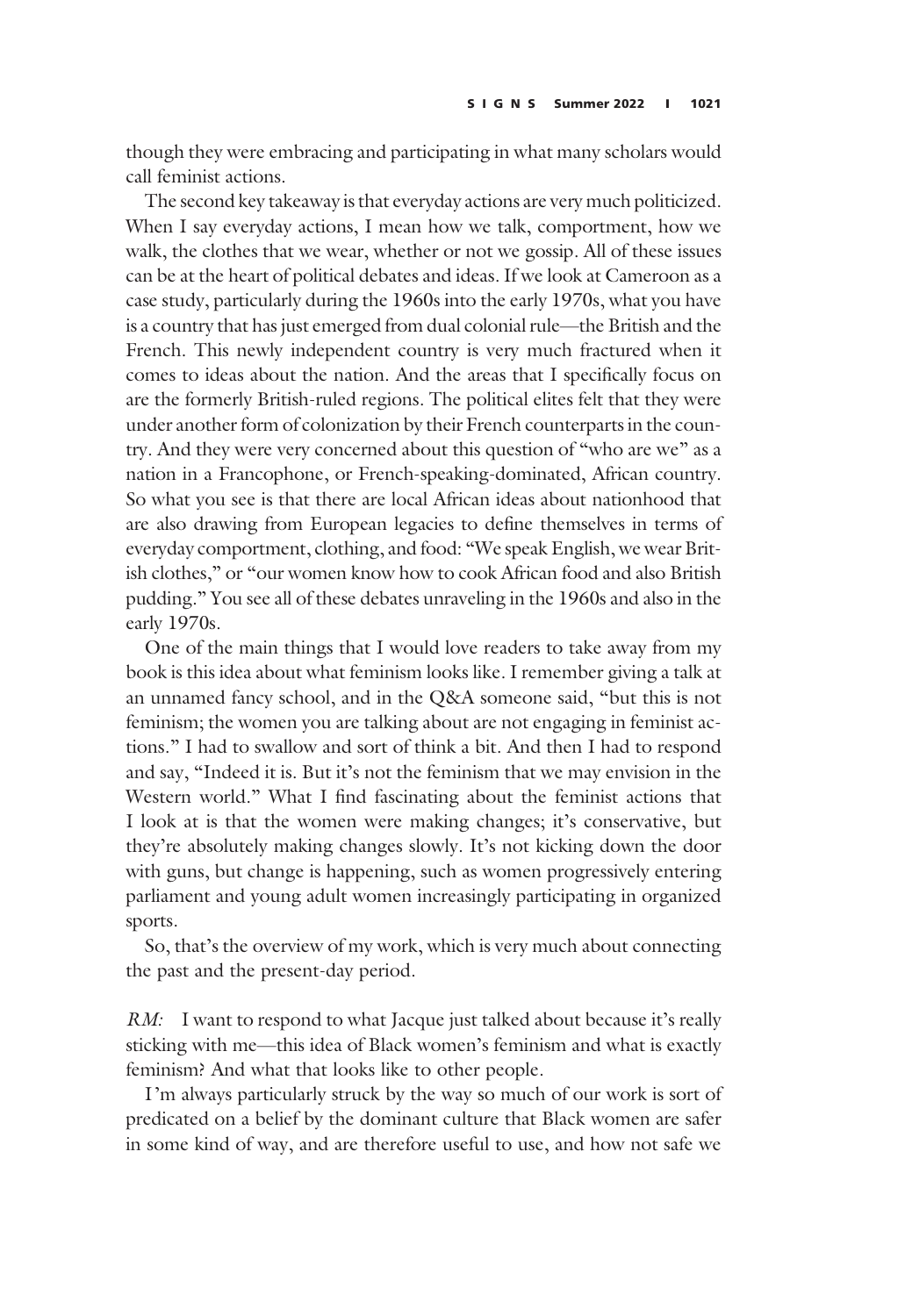though they were embracing and participating in what many scholars would call feminist actions.

The second key takeaway is that everyday actions are very much politicized. When I say everyday actions, I mean how we talk, comportment, how we walk, the clothes that we wear, whether or not we gossip. All of these issues can be at the heart of political debates and ideas. If we look at Cameroon as a case study, particularly during the 1960s into the early 1970s, what you have is a country that has just emerged from dual colonial rule—the British and the French. This newly independent country is very much fractured when it comes to ideas about the nation. And the areas that I specifically focus on are the formerly British-ruled regions. The political elites felt that they were under another form of colonization by their French counterparts in the country. And they were very concerned about this question of "who are we" as a nation in a Francophone, or French-speaking-dominated, African country. So what you see is that there are local African ideas about nationhood that are also drawing from European legacies to define themselves in terms of everyday comportment, clothing, and food: "We speak English, we wear British clothes," or "our women know how to cook African food and also British pudding." You see all of these debates unraveling in the 1960s and also in the early 1970s.

One of the main things that I would love readers to take away from my book is this idea about what feminism looks like. I remember giving a talk at an unnamed fancy school, and in the Q&A someone said, "but this is not feminism; the women you are talking about are not engaging in feminist actions." I had to swallow and sort of think a bit. And then I had to respond and say, "Indeed it is. But it's not the feminism that we may envision in the Western world." What I find fascinating about the feminist actions that I look at is that the women were making changes; it's conservative, but they're absolutely making changes slowly. It's not kicking down the door with guns, but change is happening, such as women progressively entering parliament and young adult women increasingly participating in organized sports.

So, that's the overview of my work, which is very much about connecting the past and the present-day period.

*RM:* I want to respond to what Jacque just talked about because it's really sticking with me—this idea of Black women's feminism and what is exactly feminism? And what that looks like to other people.

I'm always particularly struck by the way so much of our work is sort of predicated on a belief by the dominant culture that Black women are safer in some kind of way, and are therefore useful to use, and how not safe we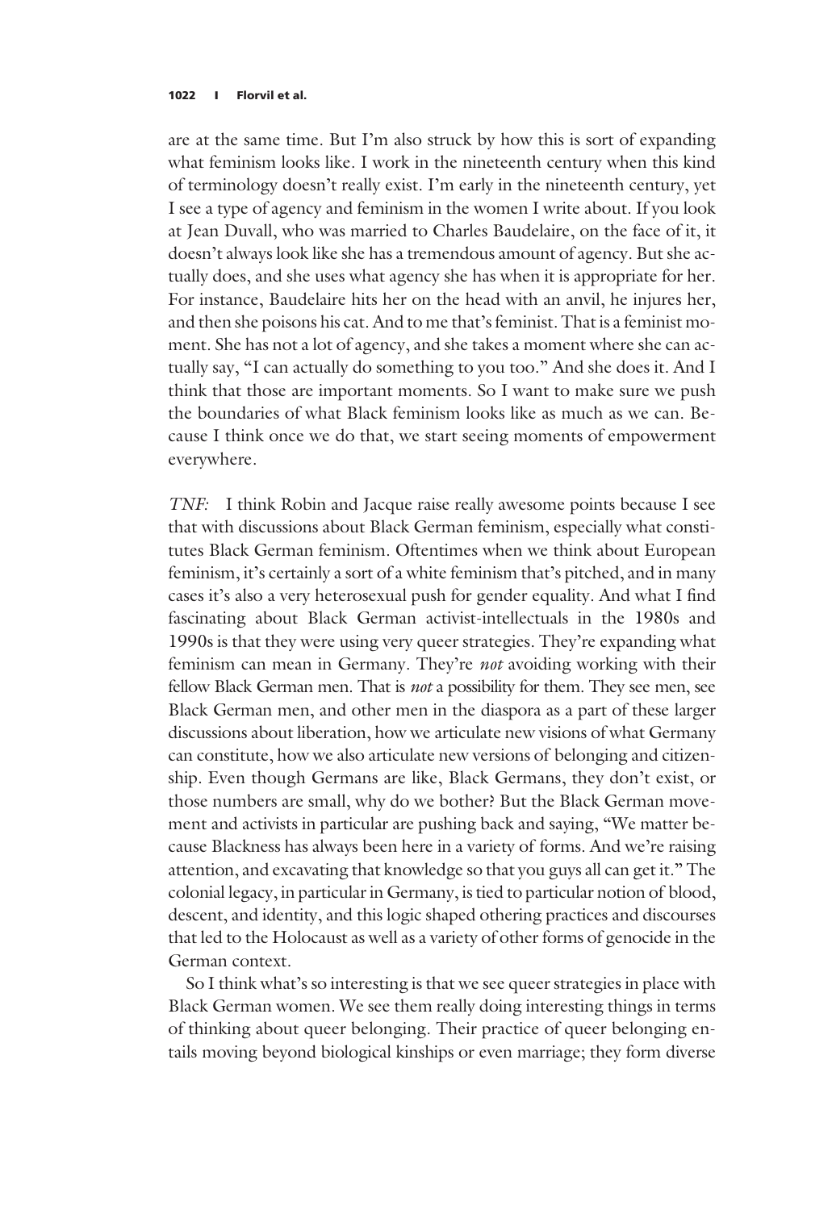are at the same time. But I'm also struck by how this is sort of expanding what feminism looks like. I work in the nineteenth century when this kind of terminology doesn't really exist. I'm early in the nineteenth century, yet I see a type of agency and feminism in the women I write about. If you look at Jean Duvall, who was married to Charles Baudelaire, on the face of it, it doesn't always look like she has a tremendous amount of agency. But she actually does, and she uses what agency she has when it is appropriate for her. For instance, Baudelaire hits her on the head with an anvil, he injures her, and then she poisons his cat. And to me that's feminist. That is a feminist moment. She has not a lot of agency, and she takes a moment where she can actually say, "I can actually do something to you too." And she does it. And I think that those are important moments. So I want to make sure we push the boundaries of what Black feminism looks like as much as we can. Because I think once we do that, we start seeing moments of empowerment everywhere.

*TNF:* I think Robin and Jacque raise really awesome points because I see that with discussions about Black German feminism, especially what constitutes Black German feminism. Oftentimes when we think about European feminism, it's certainly a sort of a white feminism that's pitched, and in many cases it's also a very heterosexual push for gender equality. And what I find fascinating about Black German activist-intellectuals in the 1980s and 1990s is that they were using very queer strategies. They're expanding what feminism can mean in Germany. They're *not* avoiding working with their fellow Black German men. That is *not* a possibility for them. They see men, see Black German men, and other men in the diaspora as a part of these larger discussions about liberation, how we articulate new visions of what Germany can constitute, how we also articulate new versions of belonging and citizenship. Even though Germans are like, Black Germans, they don't exist, or those numbers are small, why do we bother? But the Black German movement and activists in particular are pushing back and saying, "We matter because Blackness has always been here in a variety of forms. And we're raising attention, and excavating that knowledge so that you guys all can get it." The colonial legacy, in particular in Germany, is tied to particular notion of blood, descent, and identity, and this logic shaped othering practices and discourses that led to the Holocaust as well as a variety of other forms of genocide in the German context.

So I think what's so interesting is that we see queer strategies in place with Black German women. We see them really doing interesting things in terms of thinking about queer belonging. Their practice of queer belonging entails moving beyond biological kinships or even marriage; they form diverse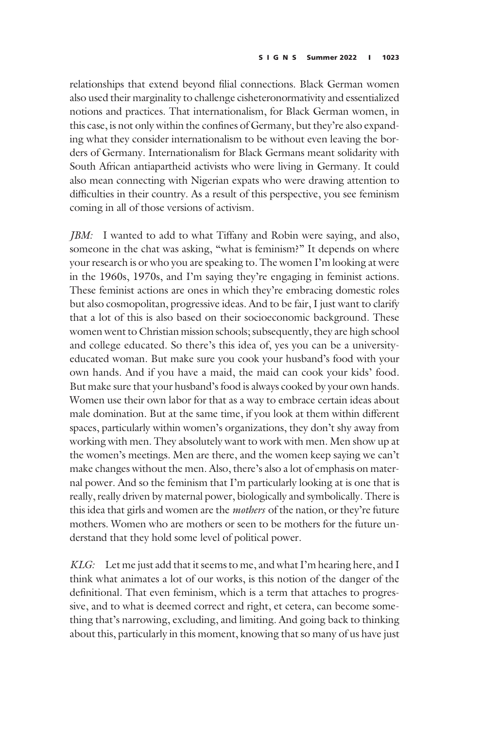relationships that extend beyond filial connections. Black German women also used their marginality to challenge cisheteronormativity and essentialized notions and practices. That internationalism, for Black German women, in this case, is not only within the confines of Germany, but they're also expanding what they consider internationalism to be without even leaving the borders of Germany. Internationalism for Black Germans meant solidarity with South African antiapartheid activists who were living in Germany. It could also mean connecting with Nigerian expats who were drawing attention to difficulties in their country. As a result of this perspective, you see feminism coming in all of those versions of activism.

*JBM:* I wanted to add to what Tiffany and Robin were saying, and also, someone in the chat was asking, "what is feminism?" It depends on where your research is or who you are speaking to. The women I'm looking at were in the 1960s, 1970s, and I'm saying they're engaging in feminist actions. These feminist actions are ones in which they're embracing domestic roles but also cosmopolitan, progressive ideas. And to be fair, I just want to clarify that a lot of this is also based on their socioeconomic background. These women went to Christian mission schools; subsequently, they are high school and college educated. So there's this idea of, yes you can be a university-educated woman. But make sure you cook your husband's food with your own hands. And if you have a maid, the maid can cook your kids' food. But make sure that your husband's food is always cooked by your own hands. Women use their own labor for that as a way to embrace certain ideas about male domination. But at the same time, if you look at them within different spaces, particularly within women's organizations, they don't shy away from working with men. They absolutely want to work with men. Men show up at the women's meetings. Men are there, and the women keep saying we can't make changes without the men. Also, there's also a lot of emphasis on maternal power. And so the feminism that I'm particularly looking at is one that is really, really driven by maternal power, biologically and symbolically. There is this idea that girls and women are the *mothers* of the nation, or they're future mothers. Women who are mothers or seen to be mothers for the future understand that they hold some level of political power.

*KLG:* Let me just add that it seems to me, and what I'm hearing here, and I think what animates a lot of our works, is this notion of the danger of the definitional. That even feminism, which is a term that attaches to progressive, and to what is deemed correct and right, et cetera, can become something that's narrowing, excluding, and limiting. And going back to thinking about this, particularly in this moment, knowing that so many of us have just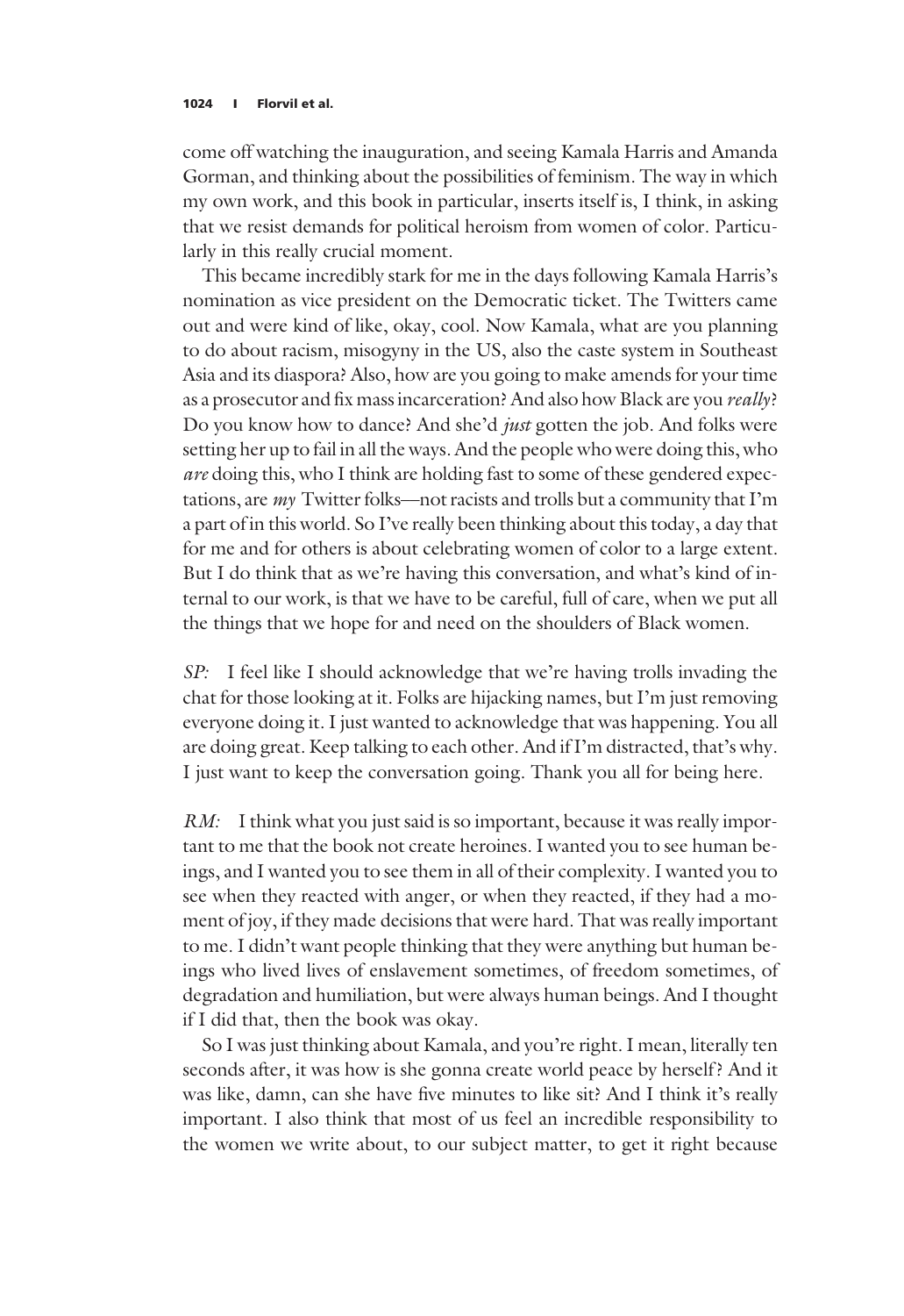come off watching the inauguration, and seeing Kamala Harris and Amanda Gorman, and thinking about the possibilities of feminism. The way in which my own work, and this book in particular, inserts itself is, I think, in asking that we resist demands for political heroism from women of color. Particularly in this really crucial moment.

This became incredibly stark for me in the days following Kamala Harris's nomination as vice president on the Democratic ticket. The Twitters came out and were kind of like, okay, cool. Now Kamala, what are you planning to do about racism, misogyny in the US, also the caste system in Southeast Asia and its diaspora? Also, how are you going to make amends for your time as a prosecutor and fix mass incarceration? And also how Black are you *really*? Do you know how to dance? And she'd *just* gotten the job. And folks were setting her up to fail in all the ways. And the people who were doing this, who *are* doing this, who I think are holding fast to some of these gendered expectations, are *my* Twitter folks—not racists and trolls but a community that I'm a part of in this world. So I've really been thinking about this today, a day that for me and for others is about celebrating women of color to a large extent. But I do think that as we're having this conversation, and what's kind of internal to our work, is that we have to be careful, full of care, when we put all the things that we hope for and need on the shoulders of Black women.

*SP:* I feel like I should acknowledge that we're having trolls invading the chat for those looking at it. Folks are hijacking names, but I'm just removing everyone doing it. I just wanted to acknowledge that was happening. You all are doing great. Keep talking to each other. And if I'm distracted, that's why. I just want to keep the conversation going. Thank you all for being here.

*RM:* I think what you just said is so important, because it was really important to me that the book not create heroines. I wanted you to see human beings, and I wanted you to see them in all of their complexity. I wanted you to see when they reacted with anger, or when they reacted, if they had a moment of joy, if they made decisions that were hard. That was really important to me. I didn't want people thinking that they were anything but human beings who lived lives of enslavement sometimes, of freedom sometimes, of degradation and humiliation, but were always human beings. And I thought if I did that, then the book was okay.

So I was just thinking about Kamala, and you're right. I mean, literally ten seconds after, it was how is she gonna create world peace by herself? And it was like, damn, can she have five minutes to like sit? And I think it's really important. I also think that most of us feel an incredible responsibility to the women we write about, to our subject matter, to get it right because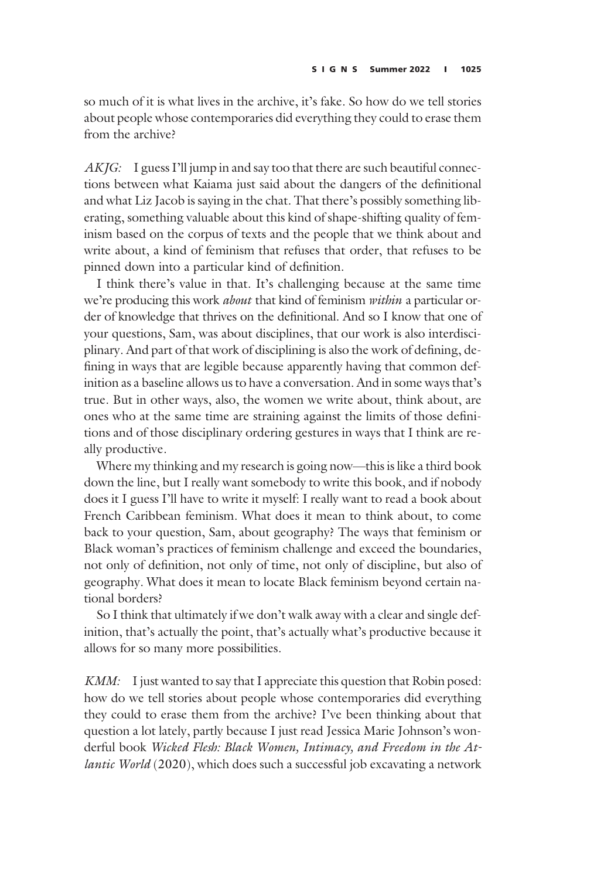so much of it is what lives in the archive, it's fake. So how do we tell stories about people whose contemporaries did everything they could to erase them from the archive?

*AKJG:* I guess I'll jump in and say too that there are such beautiful connections between what Kaiama just said about the dangers of the definitional and what Liz Jacob is saying in the chat. That there's possibly something liberating, something valuable about this kind of shape-shifting quality of feminism based on the corpus of texts and the people that we think about and write about, a kind of feminism that refuses that order, that refuses to be pinned down into a particular kind of definition.

I think there's value in that. It's challenging because at the same time we're producing this work *about* that kind of feminism *within* a particular order of knowledge that thrives on the definitional. And so I know that one of your questions, Sam, was about disciplines, that our work is also interdisciplinary. And part of that work of disciplining is also the work of defining, defining in ways that are legible because apparently having that common definition as a baseline allows us to have a conversation. And in some ways that's true. But in other ways, also, the women we write about, think about, are ones who at the same time are straining against the limits of those definitions and of those disciplinary ordering gestures in ways that I think are really productive.

Where my thinking and my research is going now—this is like a third book down the line, but I really want somebody to write this book, and if nobody does it I guess I'll have to write it myself: I really want to read a book about French Caribbean feminism. What does it mean to think about, to come back to your question, Sam, about geography? The ways that feminism or Black woman's practices of feminism challenge and exceed the boundaries, not only of definition, not only of time, not only of discipline, but also of geography. What does it mean to locate Black feminism beyond certain national borders?

So I think that ultimately if we don't walk away with a clear and single definition, that's actually the point, that's actually what's productive because it allows for so many more possibilities.

*KMM:* I just wanted to say that I appreciate this question that Robin posed: how do we tell stories about people whose contemporaries did everything they could to erase them from the archive? I've been thinking about that question a lot lately, partly because I just read Jessica Marie Johnson's wonderful book *Wicked Flesh: Black Women, Intimacy, and Freedom in the Atlantic World* (2020), which does such a successful job excavating a network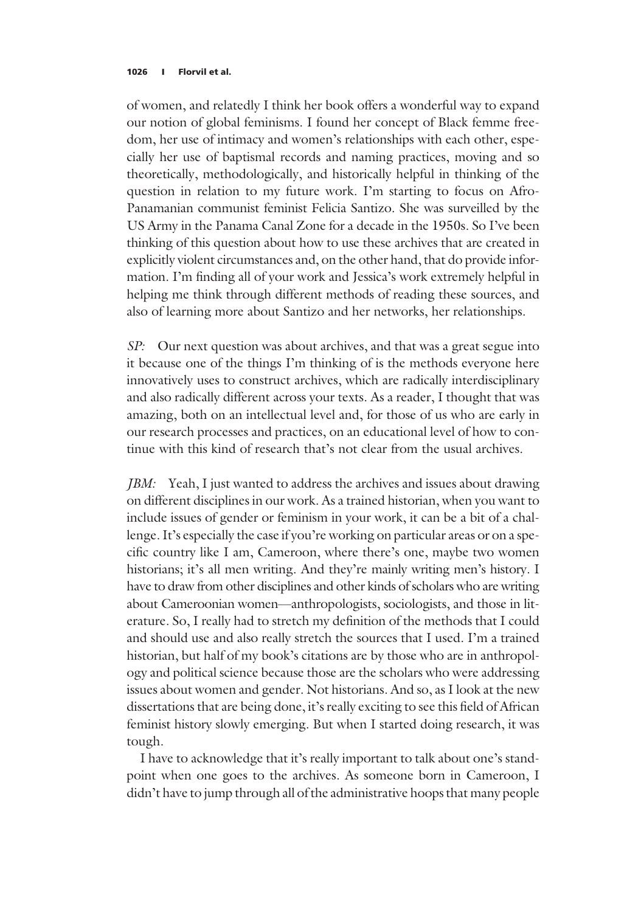of women, and relatedly I think her book offers a wonderful way to expand our notion of global feminisms. I found her concept of Black femme freedom, her use of intimacy and women's relationships with each other, especially her use of baptismal records and naming practices, moving and so theoretically, methodologically, and historically helpful in thinking of the question in relation to my future work. I'm starting to focus on Afro-Panamanian communist feminist Felicia Santizo. She was surveilled by the US Army in the Panama Canal Zone for a decade in the 1950s. So I've been thinking of this question about how to use these archives that are created in explicitly violent circumstances and, on the other hand, that do provide information. I'm finding all of your work and Jessica's work extremely helpful in helping me think through different methods of reading these sources, and also of learning more about Santizo and her networks, her relationships.

*SP:* Our next question was about archives, and that was a great segue into it because one of the things I'm thinking of is the methods everyone here innovatively uses to construct archives, which are radically interdisciplinary and also radically different across your texts. As a reader, I thought that was amazing, both on an intellectual level and, for those of us who are early in our research processes and practices, on an educational level of how to continue with this kind of research that's not clear from the usual archives.

*JBM:* Yeah, I just wanted to address the archives and issues about drawing on different disciplines in our work. As a trained historian, when you want to include issues of gender or feminism in your work, it can be a bit of a challenge. It's especially the case if you're working on particular areas or on a specific country like I am, Cameroon, where there's one, maybe two women historians; it's all men writing. And they're mainly writing men's history. I have to draw from other disciplines and other kinds of scholars who are writing about Cameroonian women—anthropologists, sociologists, and those in literature. So, I really had to stretch my definition of the methods that I could and should use and also really stretch the sources that I used. I'm a trained historian, but half of my book's citations are by those who are in anthropology and political science because those are the scholars who were addressing issues about women and gender. Not historians. And so, as I look at the new dissertations that are being done, it's really exciting to see this field of African feminist history slowly emerging. But when I started doing research, it was tough.

I have to acknowledge that it's really important to talk about one's standpoint when one goes to the archives. As someone born in Cameroon, I didn't have to jump through all of the administrative hoops that many people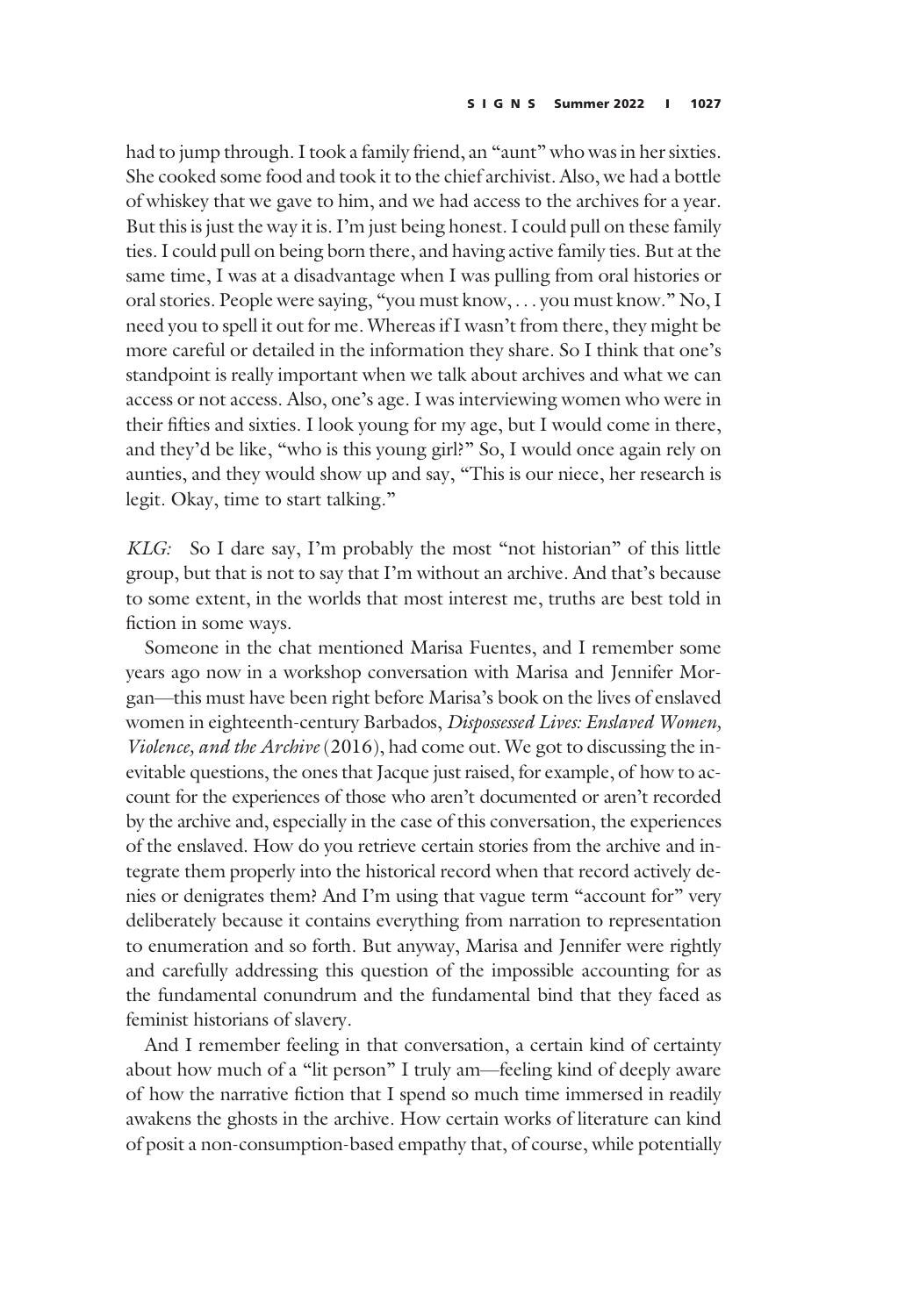had to jump through. I took a family friend, an "aunt" who was in her sixties. She cooked some food and took it to the chief archivist. Also, we had a bottle of whiskey that we gave to him, and we had access to the archives for a year. But this is just the way it is. I'm just being honest. I could pull on these family ties. I could pull on being born there, and having active family ties. But at the same time, I was at a disadvantage when I was pulling from oral histories or oral stories. People were saying, "you must know, . . . you must know." No, I need you to spell it out for me. Whereas if I wasn't from there, they might be more careful or detailed in the information they share. So I think that one's standpoint is really important when we talk about archives and what we can access or not access. Also, one's age. I was interviewing women who were in their fifties and sixties. I look young for my age, but I would come in there, and they'd be like, "who is this young girl?" So, I would once again rely on aunties, and they would show up and say, "This is our niece, her research is legit. Okay, time to start talking."

*KLG:* So I dare say, I'm probably the most "not historian" of this little group, but that is not to say that I'm without an archive. And that's because to some extent, in the worlds that most interest me, truths are best told in fiction in some ways.

Someone in the chat mentioned Marisa Fuentes, and I remember some years ago now in a workshop conversation with Marisa and Jennifer Morgan—this must have been right before Marisa's book on the lives of enslaved women in eighteenth-century Barbados, *Dispossessed Lives: Enslaved Women, Violence, and the Archive* (2016), had come out. We got to discussing the inevitable questions, the ones that Jacque just raised, for example, of how to account for the experiences of those who aren't documented or aren't recorded by the archive and, especially in the case of this conversation, the experiences of the enslaved. How do you retrieve certain stories from the archive and integrate them properly into the historical record when that record actively denies or denigrates them? And I'm using that vague term "account for" very deliberately because it contains everything from narration to representation to enumeration and so forth. But anyway, Marisa and Jennifer were rightly and carefully addressing this question of the impossible accounting for as the fundamental conundrum and the fundamental bind that they faced as feminist historians of slavery.

And I remember feeling in that conversation, a certain kind of certainty about how much of a "lit person" I truly am—feeling kind of deeply aware of how the narrative fiction that I spend so much time immersed in readily awakens the ghosts in the archive. How certain works of literature can kind of posit a non-consumption-based empathy that, of course, while potentially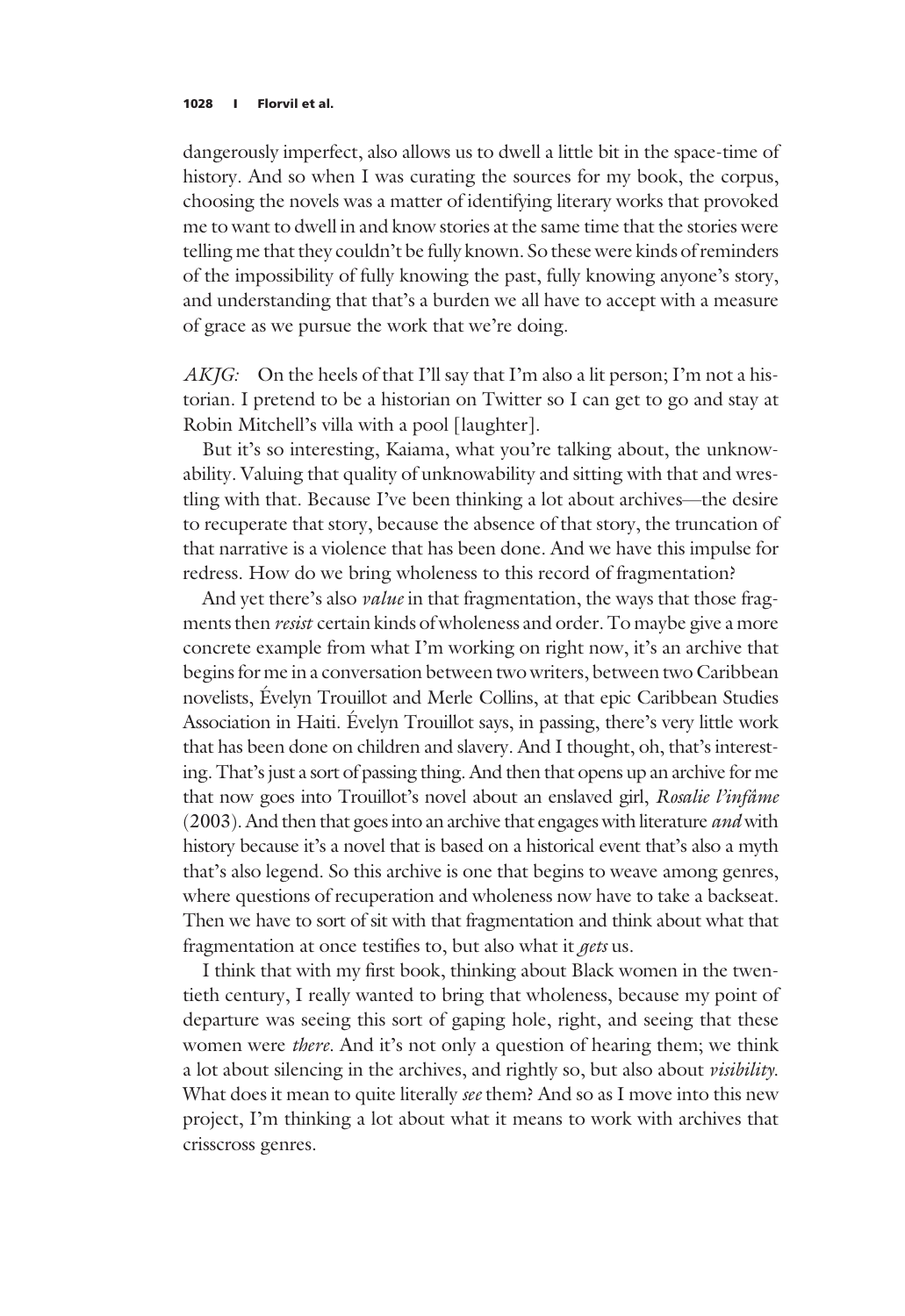dangerously imperfect, also allows us to dwell a little bit in the space-time of history. And so when I was curating the sources for my book, the corpus, choosing the novels was a matter of identifying literary works that provoked me to want to dwell in and know stories at the same time that the stories were telling me that they couldn't be fully known. So these were kinds of reminders of the impossibility of fully knowing the past, fully knowing anyone's story, and understanding that that's a burden we all have to accept with a measure of grace as we pursue the work that we're doing.

*AKJG:* On the heels of that I'll say that I'm also a lit person; I'm not a historian. I pretend to be a historian on Twitter so I can get to go and stay at Robin Mitchell's villa with a pool [laughter].

But it's so interesting, Kaiama, what you're talking about, the unknowability. Valuing that quality of unknowability and sitting with that and wrestling with that. Because I've been thinking a lot about archives—the desire to recuperate that story, because the absence of that story, the truncation of that narrative is a violence that has been done. And we have this impulse for redress. How do we bring wholeness to this record of fragmentation?

And yet there's also *value* in that fragmentation, the ways that those fragments then *resist* certain kinds of wholeness and order. To maybe give a more concrete example from what I'm working on right now, it's an archive that begins for me in a conversation between two writers, between two Caribbean novelists, Évelyn Trouillot and Merle Collins, at that epic Caribbean Studies Association in Haiti. Évelyn Trouillot says, in passing, there's very little work that has been done on children and slavery. And I thought, oh, that's interesting. That's just a sort of passing thing. And then that opens up an archive for me that now goes into Trouillot's novel about an enslaved girl, *Rosalie l'infâme* (2003). And then that goes into an archive that engages with literature *and* with history because it's a novel that is based on a historical event that's also a myth that's also legend. So this archive is one that begins to weave among genres, where questions of recuperation and wholeness now have to take a backseat. Then we have to sort of sit with that fragmentation and think about what that fragmentation at once testifies to, but also what it *gets* us.

I think that with my first book, thinking about Black women in the twentieth century, I really wanted to bring that wholeness, because my point of departure was seeing this sort of gaping hole, right, and seeing that these women were *there*. And it's not only a question of hearing them; we think a lot about silencing in the archives, and rightly so, but also about *visibility*. What does it mean to quite literally *see* them? And so as I move into this new project, I'm thinking a lot about what it means to work with archives that crisscross genres.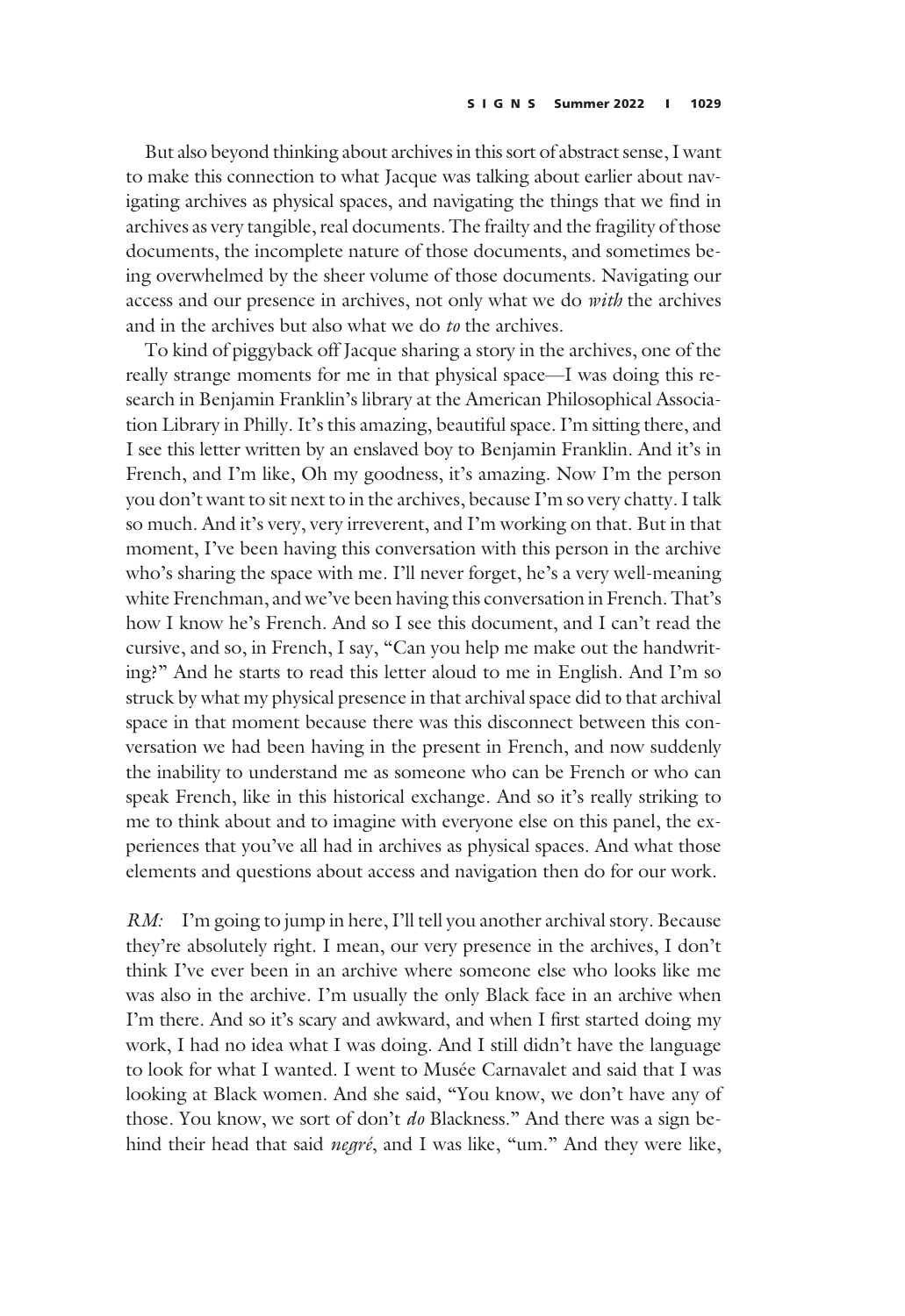But also beyond thinking about archives in this sort of abstract sense, I want to make this connection to what Jacque was talking about earlier about navigating archives as physical spaces, and navigating the things that we find in archives as very tangible, real documents. The frailty and the fragility of those documents, the incomplete nature of those documents, and sometimes being overwhelmed by the sheer volume of those documents. Navigating our access and our presence in archives, not only what we do *with* the archives and in the archives but also what we do *to* the archives.

To kind of piggyback off Jacque sharing a story in the archives, one of the really strange moments for me in that physical space—I was doing this research in Benjamin Franklin's library at the American Philosophical Association Library in Philly. It's this amazing, beautiful space. I'm sitting there, and I see this letter written by an enslaved boy to Benjamin Franklin. And it's in French, and I'm like, Oh my goodness, it's amazing. Now I'm the person you don't want to sit next to in the archives, because I'm so very chatty. I talk so much. And it's very, very irreverent, and I'm working on that. But in that moment, I've been having this conversation with this person in the archive who's sharing the space with me. I'll never forget, he's a very well-meaning white Frenchman, and we've been having this conversation in French. That's how I know he's French. And so I see this document, and I can't read the cursive, and so, in French, I say, "Can you help me make out the handwriting?" And he starts to read this letter aloud to me in English. And I'm so struck by what my physical presence in that archival space did to that archival space in that moment because there was this disconnect between this conversation we had been having in the present in French, and now suddenly the inability to understand me as someone who can be French or who can speak French, like in this historical exchange. And so it's really striking to me to think about and to imagine with everyone else on this panel, the experiences that you've all had in archives as physical spaces. And what those elements and questions about access and navigation then do for our work.

*RM:* I'm going to jump in here, I'll tell you another archival story. Because they're absolutely right. I mean, our very presence in the archives, I don't think I've ever been in an archive where someone else who looks like me was also in the archive. I'm usually the only Black face in an archive when I'm there. And so it's scary and awkward, and when I first started doing my work, I had no idea what I was doing. And I still didn't have the language to look for what I wanted. I went to Musée Carnavalet and said that I was looking at Black women. And she said, "You know, we don't have any of those. You know, we sort of don't *do* Blackness." And there was a sign behind their head that said *negré*, and I was like, "um." And they were like,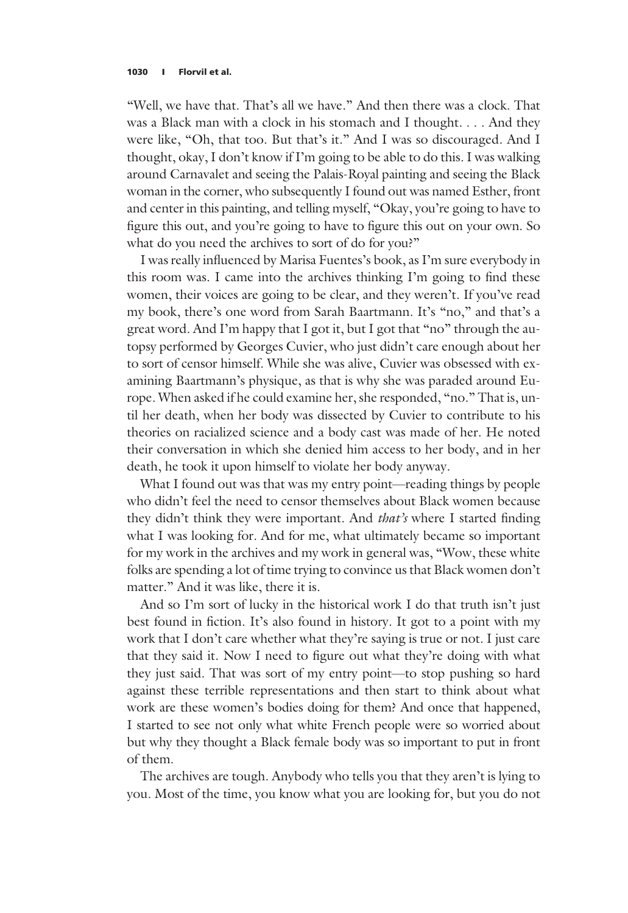"Well, we have that. That's all we have." And then there was a clock. That was a Black man with a clock in his stomach and I thought. . . . And they were like, "Oh, that too. But that's it." And I was so discouraged. And I thought, okay, I don't know if I'm going to be able to do this. I was walking around Carnavalet and seeing the Palais-Royal painting and seeing the Black woman in the corner, who subsequently I found out was named Esther, front and center in this painting, and telling myself, "Okay, you're going to have to figure this out, and you're going to have to figure this out on your own. So what do you need the archives to sort of do for you?"

I was really influenced by Marisa Fuentes's book, as I'm sure everybody in this room was. I came into the archives thinking I'm going to find these women, their voices are going to be clear, and they weren't. If you've read my book, there's one word from Sarah Baartmann. It's "no," and that's a great word. And I'm happy that I got it, but I got that "no" through the autopsy performed by Georges Cuvier, who just didn't care enough about her to sort of censor himself. While she was alive, Cuvier was obsessed with examining Baartmann's physique, as that is why she was paraded around Europe. When asked if he could examine her, she responded, "no." That is, until her death, when her body was dissected by Cuvier to contribute to his theories on racialized science and a body cast was made of her. He noted their conversation in which she denied him access to her body, and in her death, he took it upon himself to violate her body anyway.

What I found out was that was my entry point—reading things by people who didn't feel the need to censor themselves about Black women because they didn't think they were important. And *that's* where I started finding what I was looking for. And for me, what ultimately became so important for my work in the archives and my work in general was, "Wow, these white folks are spending a lot of time trying to convince us that Black women don't matter." And it was like, there it is.

And so I'm sort of lucky in the historical work I do that truth isn't just best found in fiction. It's also found in history. It got to a point with my work that I don't care whether what they're saying is true or not. I just care that they said it. Now I need to figure out what they're doing with what they just said. That was sort of my entry point—to stop pushing so hard against these terrible representations and then start to think about what work are these women's bodies doing for them? And once that happened, I started to see not only what white French people were so worried about but why they thought a Black female body was so important to put in front of them.

The archives are tough. Anybody who tells you that they aren't is lying to you. Most of the time, you know what you are looking for, but you do not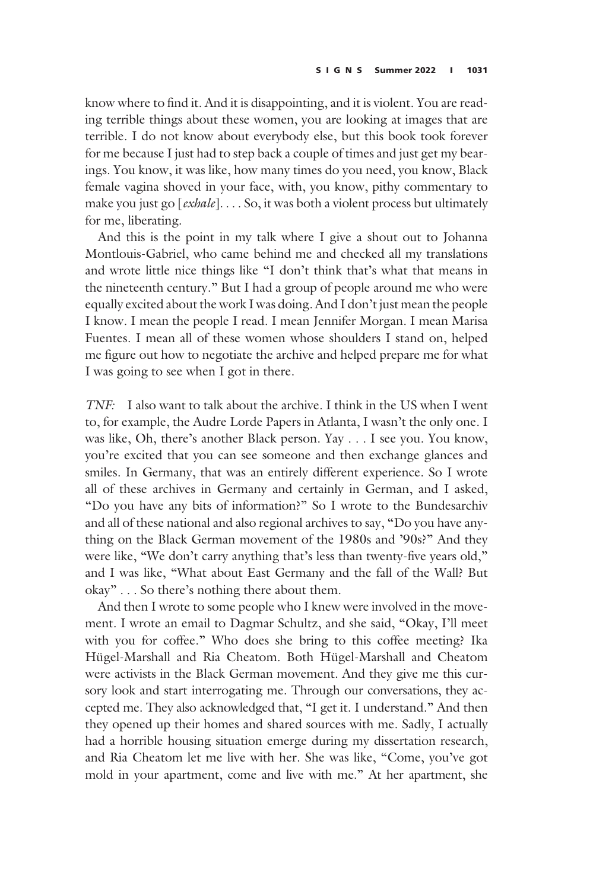know where to find it. And it is disappointing, and it is violent. You are reading terrible things about these women, you are looking at images that are terrible. I do not know about everybody else, but this book took forever for me because I just had to step back a couple of times and just get my bearings. You know, it was like, how many times do you need, you know, Black female vagina shoved in your face, with, you know, pithy commentary to make you just go [*exhale*]. . . . So, it was both a violent process but ultimately for me, liberating.

And this is the point in my talk where I give a shout out to Johanna Montlouis-Gabriel, who came behind me and checked all my translations and wrote little nice things like "I don't think that's what that means in the nineteenth century." But I had a group of people around me who were equally excited about the work I was doing. And I don't just mean the people I know. I mean the people I read. I mean Jennifer Morgan. I mean Marisa Fuentes. I mean all of these women whose shoulders I stand on, helped me figure out how to negotiate the archive and helped prepare me for what I was going to see when I got in there.

*TNF:* I also want to talk about the archive. I think in the US when I went to, for example, the Audre Lorde Papers in Atlanta, I wasn't the only one. I was like, Oh, there's another Black person. Yay . . . I see you. You know, you're excited that you can see someone and then exchange glances and smiles. In Germany, that was an entirely different experience. So I wrote all of these archives in Germany and certainly in German, and I asked, "Do you have any bits of information?" So I wrote to the Bundesarchiv and all of these national and also regional archives to say, "Do you have anything on the Black German movement of the 1980s and '90s?" And they were like, "We don't carry anything that's less than twenty-five years old," and I was like, "What about East Germany and the fall of the Wall? But okay" . . . So there's nothing there about them.

And then I wrote to some people who I knew were involved in the movement. I wrote an email to Dagmar Schultz, and she said, "Okay, I'll meet with you for coffee." Who does she bring to this coffee meeting? Ika Hügel-Marshall and Ria Cheatom. Both Hügel-Marshall and Cheatom were activists in the Black German movement. And they give me this cursory look and start interrogating me. Through our conversations, they accepted me. They also acknowledged that, "I get it. I understand." And then they opened up their homes and shared sources with me. Sadly, I actually had a horrible housing situation emerge during my dissertation research, and Ria Cheatom let me live with her. She was like, "Come, you've got mold in your apartment, come and live with me." At her apartment, she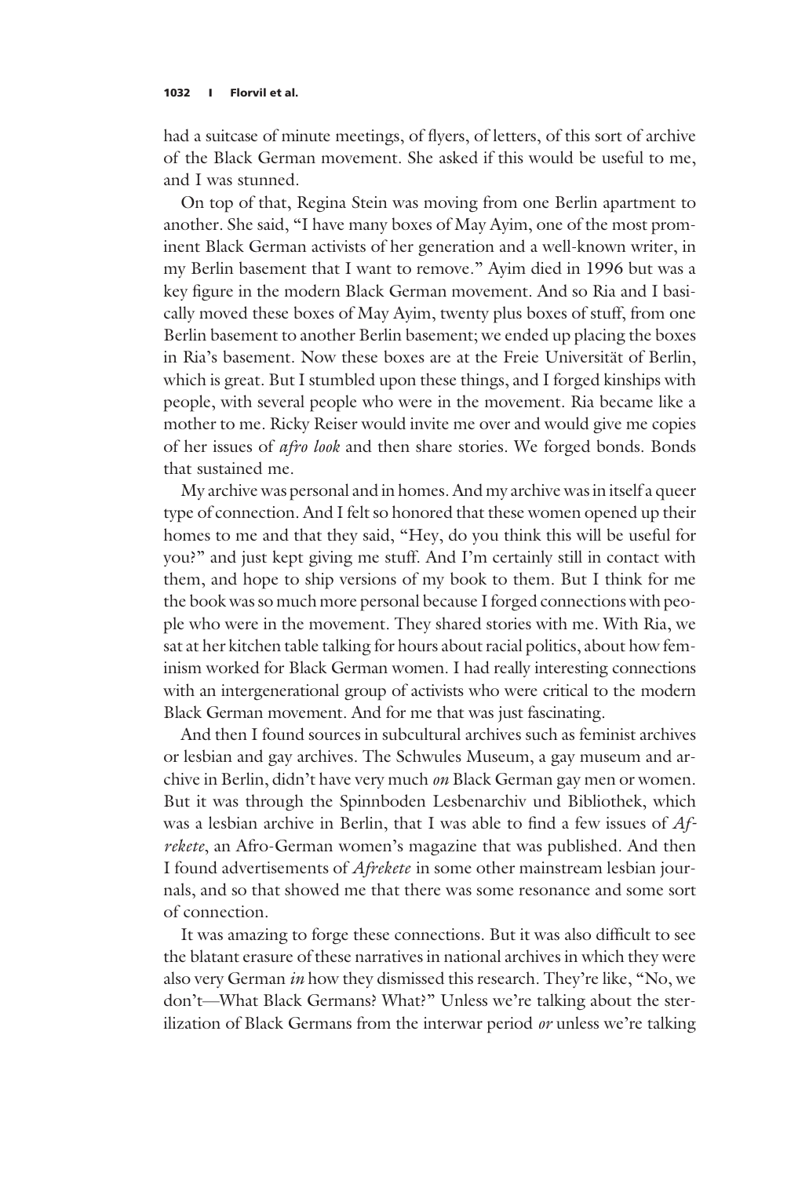had a suitcase of minute meetings, of flyers, of letters, of this sort of archive of the Black German movement. She asked if this would be useful to me, and I was stunned.

On top of that, Regina Stein was moving from one Berlin apartment to another. She said, "I have many boxes of May Ayim, one of the most prominent Black German activists of her generation and a well-known writer, in my Berlin basement that I want to remove." Ayim died in 1996 but was a key figure in the modern Black German movement. And so Ria and I basically moved these boxes of May Ayim, twenty plus boxes of stuff, from one Berlin basement to another Berlin basement; we ended up placing the boxes in Ria's basement. Now these boxes are at the Freie Universität of Berlin, which is great. But I stumbled upon these things, and I forged kinships with people, with several people who were in the movement. Ria became like a mother to me. Ricky Reiser would invite me over and would give me copies of her issues of *afro look* and then share stories. We forged bonds. Bonds that sustained me.

My archive was personal and in homes. And my archive was in itself a queer type of connection. And I felt so honored that these women opened up their homes to me and that they said, "Hey, do you think this will be useful for you?" and just kept giving me stuff. And I'm certainly still in contact with them, and hope to ship versions of my book to them. But I think for me the book was so much more personal because I forged connections with people who were in the movement. They shared stories with me. With Ria, we sat at her kitchen table talking for hours about racial politics, about how feminism worked for Black German women. I had really interesting connections with an intergenerational group of activists who were critical to the modern Black German movement. And for me that was just fascinating.

And then I found sources in subcultural archives such as feminist archives or lesbian and gay archives. The Schwules Museum, a gay museum and archive in Berlin, didn't have very much *on* Black German gay men or women. But it was through the Spinnboden Lesbenarchiv und Bibliothek, which was a lesbian archive in Berlin, that I was able to find a few issues of *Afrekete*, an Afro-German women's magazine that was published. And then I found advertisements of *Afrekete* in some other mainstream lesbian journals, and so that showed me that there was some resonance and some sort of connection.

It was amazing to forge these connections. But it was also difficult to see the blatant erasure of these narratives in national archives in which they were also very German *in* how they dismissed this research. They're like, "No, we don't—What Black Germans? What?" Unless we're talking about the sterilization of Black Germans from the interwar period *or* unless we're talking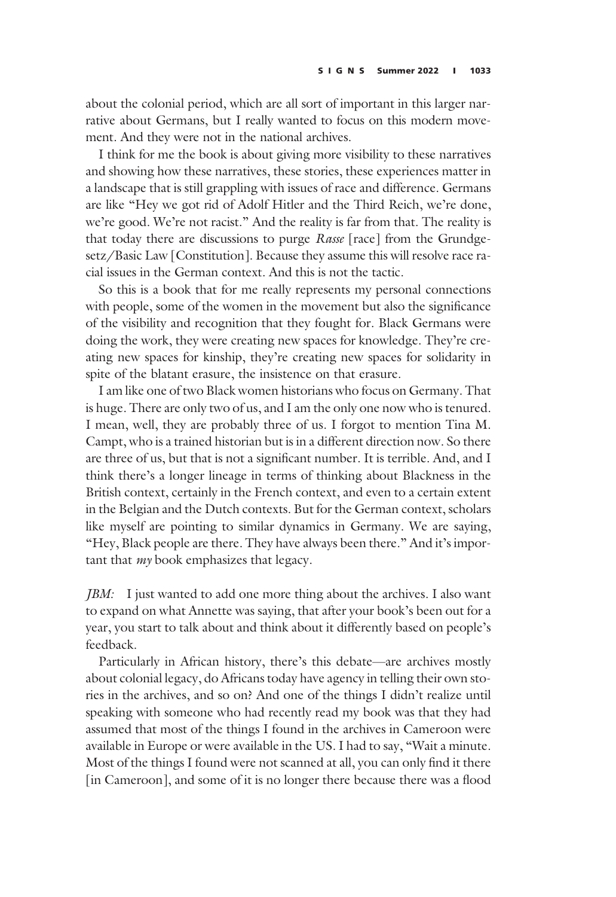about the colonial period, which are all sort of important in this larger narrative about Germans, but I really wanted to focus on this modern movement. And they were not in the national archives.

I think for me the book is about giving more visibility to these narratives and showing how these narratives, these stories, these experiences matter in a landscape that is still grappling with issues of race and difference. Germans are like "Hey we got rid of Adolf Hitler and the Third Reich, we're done, we're good. We're not racist." And the reality is far from that. The reality is that today there are discussions to purge *Rasse* [race] from the Grundgesetz/Basic Law [Constitution]. Because they assume this will resolve race racial issues in the German context. And this is not the tactic.

So this is a book that for me really represents my personal connections with people, some of the women in the movement but also the significance of the visibility and recognition that they fought for. Black Germans were doing the work, they were creating new spaces for knowledge. They're creating new spaces for kinship, they're creating new spaces for solidarity in spite of the blatant erasure, the insistence on that erasure.

I am like one of two Black women historians who focus on Germany. That is huge. There are only two of us, and I am the only one now who is tenured. I mean, well, they are probably three of us. I forgot to mention Tina M. Campt, who is a trained historian but is in a different direction now. So there are three of us, but that is not a significant number. It is terrible. And, and I think there's a longer lineage in terms of thinking about Blackness in the British context, certainly in the French context, and even to a certain extent in the Belgian and the Dutch contexts. But for the German context, scholars like myself are pointing to similar dynamics in Germany. We are saying, "Hey, Black people are there. They have always been there." And it's important that *my* book emphasizes that legacy.

*JBM:* I just wanted to add one more thing about the archives. I also want to expand on what Annette was saying, that after your book's been out for a year, you start to talk about and think about it differently based on people's feedback.

Particularly in African history, there's this debate—are archives mostly about colonial legacy, do Africans today have agency in telling their own stories in the archives, and so on? And one of the things I didn't realize until speaking with someone who had recently read my book was that they had assumed that most of the things I found in the archives in Cameroon were available in Europe or were available in the US. I had to say, "Wait a minute. Most of the things I found were not scanned at all, you can only find it there [in Cameroon], and some of it is no longer there because there was a flood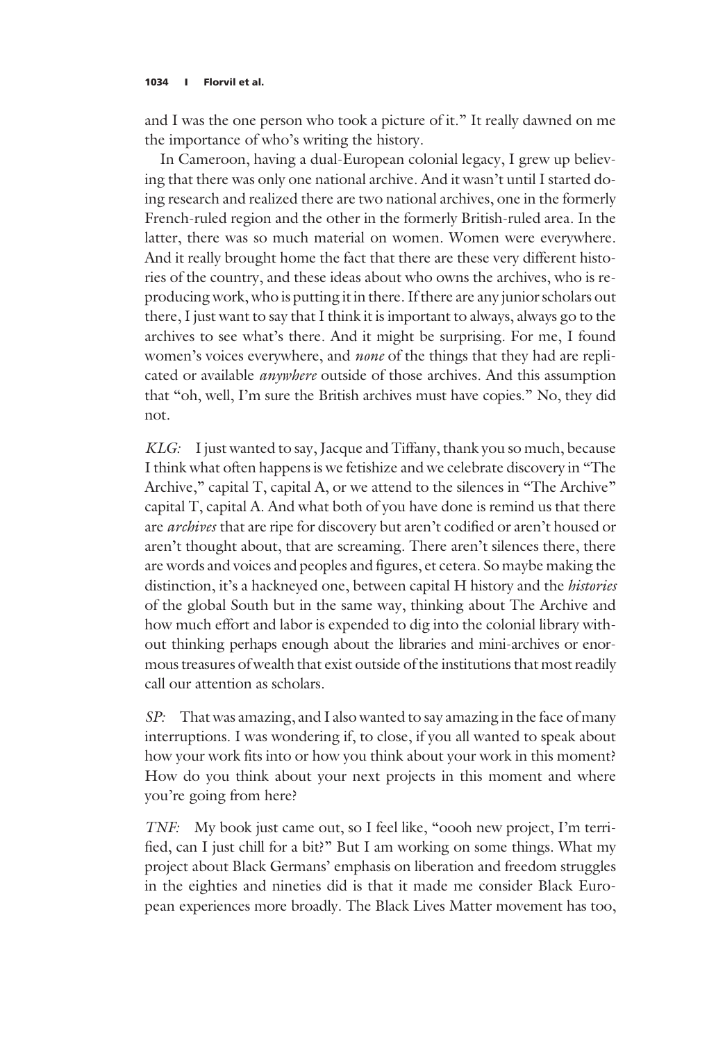and I was the one person who took a picture of it." It really dawned on me the importance of who's writing the history.

In Cameroon, having a dual-European colonial legacy, I grew up believing that there was only one national archive. And it wasn't until I started doing research and realized there are two national archives, one in the formerly French-ruled region and the other in the formerly British-ruled area. In the latter, there was so much material on women. Women were everywhere. And it really brought home the fact that there are these very different histories of the country, and these ideas about who owns the archives, who is reproducing work, who is putting it in there. If there are any junior scholars out there, I just want to say that I think it is important to always, always go to the archives to see what's there. And it might be surprising. For me, I found women's voices everywhere, and *none* of the things that they had are replicated or available *anywhere* outside of those archives. And this assumption that "oh, well, I'm sure the British archives must have copies." No, they did not.

*KLG:* I just wanted to say, Jacque and Tiffany, thank you so much, because I think what often happens is we fetishize and we celebrate discovery in "The Archive," capital T, capital A, or we attend to the silences in "The Archive" capital T, capital A. And what both of you have done is remind us that there are *archives* that are ripe for discovery but aren't codified or aren't housed or aren't thought about, that are screaming. There aren't silences there, there are words and voices and peoples and figures, et cetera. So maybe making the distinction, it's a hackneyed one, between capital H history and the *histories* of the global South but in the same way, thinking about The Archive and how much effort and labor is expended to dig into the colonial library without thinking perhaps enough about the libraries and mini-archives or enormous treasures of wealth that exist outside of the institutions that most readily call our attention as scholars.

*SP:* That was amazing, and I also wanted to say amazing in the face of many interruptions. I was wondering if, to close, if you all wanted to speak about how your work fits into or how you think about your work in this moment? How do you think about your next projects in this moment and where you're going from here?

*TNF:* My book just came out, so I feel like, "oooh new project, I'm terrified, can I just chill for a bit?" But I am working on some things. What my project about Black Germans' emphasis on liberation and freedom struggles in the eighties and nineties did is that it made me consider Black European experiences more broadly. The Black Lives Matter movement has too,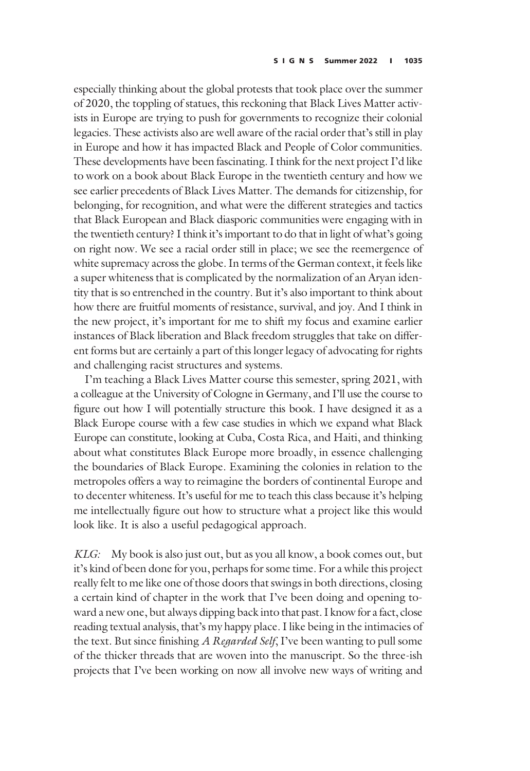especially thinking about the global protests that took place over the summer of 2020, the toppling of statues, this reckoning that Black Lives Matter activists in Europe are trying to push for governments to recognize their colonial legacies. These activists also are well aware of the racial order that's still in play in Europe and how it has impacted Black and People of Color communities. These developments have been fascinating. I think for the next project I'd like to work on a book about Black Europe in the twentieth century and how we see earlier precedents of Black Lives Matter. The demands for citizenship, for belonging, for recognition, and what were the different strategies and tactics that Black European and Black diasporic communities were engaging with in the twentieth century? I think it's important to do that in light of what's going on right now. We see a racial order still in place; we see the reemergence of white supremacy across the globe. In terms of the German context, it feels like a super whiteness that is complicated by the normalization of an Aryan identity that is so entrenched in the country. But it's also important to think about how there are fruitful moments of resistance, survival, and joy. And I think in the new project, it's important for me to shift my focus and examine earlier instances of Black liberation and Black freedom struggles that take on different forms but are certainly a part of this longer legacy of advocating for rights and challenging racist structures and systems.

I'm teaching a Black Lives Matter course this semester, spring 2021, with a colleague at the University of Cologne in Germany, and I'll use the course to figure out how I will potentially structure this book. I have designed it as a Black Europe course with a few case studies in which we expand what Black Europe can constitute, looking at Cuba, Costa Rica, and Haiti, and thinking about what constitutes Black Europe more broadly, in essence challenging the boundaries of Black Europe. Examining the colonies in relation to the metropoles offers a way to reimagine the borders of continental Europe and to decenter whiteness. It's useful for me to teach this class because it's helping me intellectually figure out how to structure what a project like this would look like. It is also a useful pedagogical approach.

*KLG:* My book is also just out, but as you all know, a book comes out, but it's kind of been done for you, perhaps for some time. For a while this project really felt to me like one of those doors that swings in both directions, closing a certain kind of chapter in the work that I've been doing and opening toward a new one, but always dipping back into that past. I know for a fact, close reading textual analysis, that's my happy place. I like being in the intimacies of the text. But since finishing *A Regarded Self*, I've been wanting to pull some of the thicker threads that are woven into the manuscript. So the three-ish projects that I've been working on now all involve new ways of writing and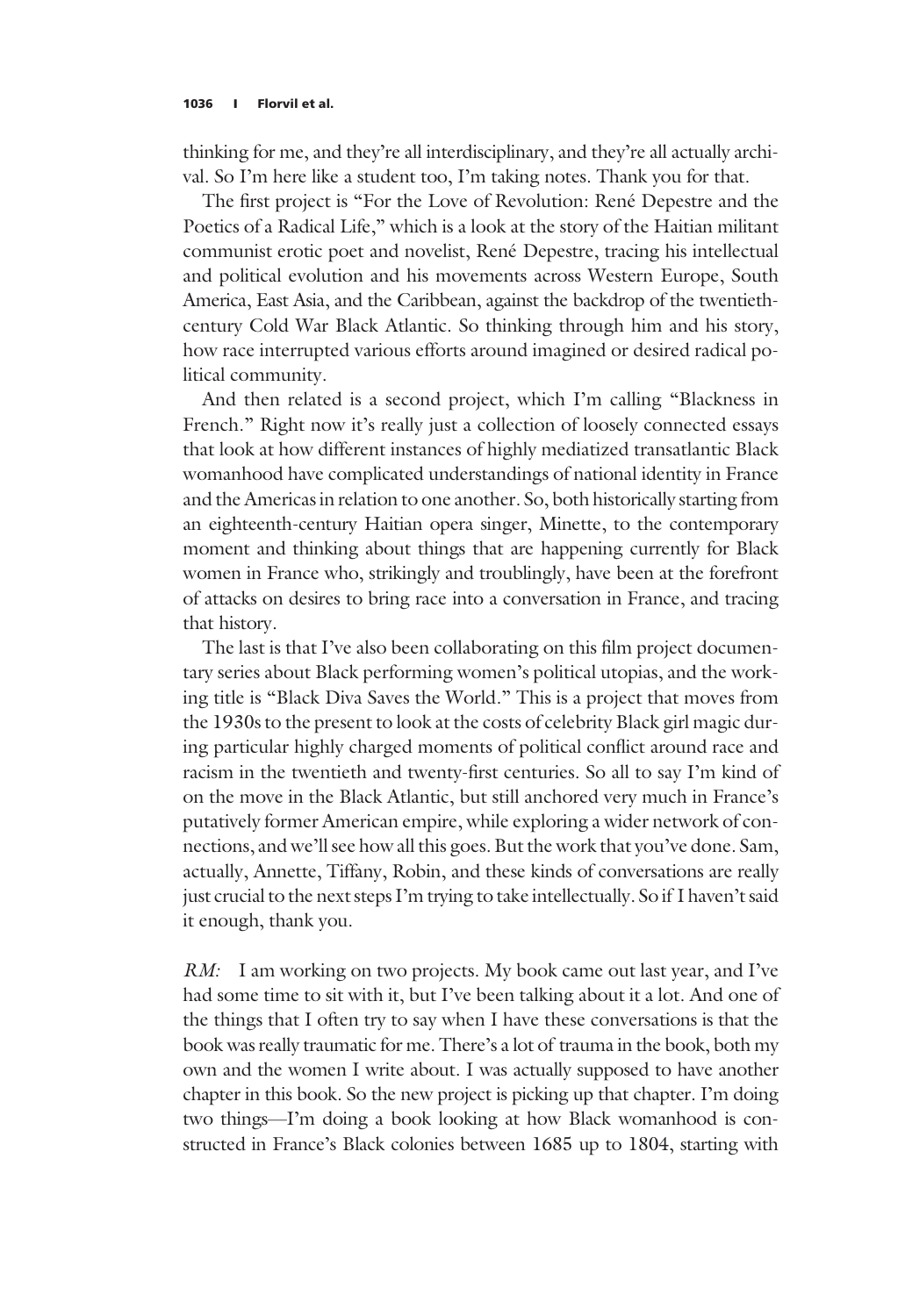thinking for me, and they're all interdisciplinary, and they're all actually archival. So I'm here like a student too, I'm taking notes. Thank you for that.

The first project is "For the Love of Revolution: René Depestre and the Poetics of a Radical Life," which is a look at the story of the Haitian militant communist erotic poet and novelist, René Depestre, tracing his intellectual and political evolution and his movements across Western Europe, South America, East Asia, and the Caribbean, against the backdrop of the twentieth-century Cold War Black Atlantic. So thinking through him and his story, how race interrupted various efforts around imagined or desired radical political community.

And then related is a second project, which I'm calling "Blackness in French." Right now it's really just a collection of loosely connected essays that look at how different instances of highly mediatized transatlantic Black womanhood have complicated understandings of national identity in France and the Americas in relation to one another. So, both historically starting from an eighteenth-century Haitian opera singer, Minette, to the contemporary moment and thinking about things that are happening currently for Black women in France who, strikingly and troublingly, have been at the forefront of attacks on desires to bring race into a conversation in France, and tracing that history.

The last is that I've also been collaborating on this film project documentary series about Black performing women's political utopias, and the working title is "Black Diva Saves the World." This is a project that moves from the 1930s to the present to look at the costs of celebrity Black girl magic during particular highly charged moments of political conflict around race and racism in the twentieth and twenty-first centuries. So all to say I'm kind of on the move in the Black Atlantic, but still anchored very much in France's putatively former American empire, while exploring a wider network of connections, and we'll see how all this goes. But the work that you've done. Sam, actually, Annette, Tiffany, Robin, and these kinds of conversations are really just crucial to the next steps I'm trying to take intellectually. So if I haven't said it enough, thank you.

*RM:* I am working on two projects. My book came out last year, and I've had some time to sit with it, but I've been talking about it a lot. And one of the things that I often try to say when I have these conversations is that the book was really traumatic for me. There's a lot of trauma in the book, both my own and the women I write about. I was actually supposed to have another chapter in this book. So the new project is picking up that chapter. I'm doing two things—I'm doing a book looking at how Black womanhood is constructed in France's Black colonies between 1685 up to 1804, starting with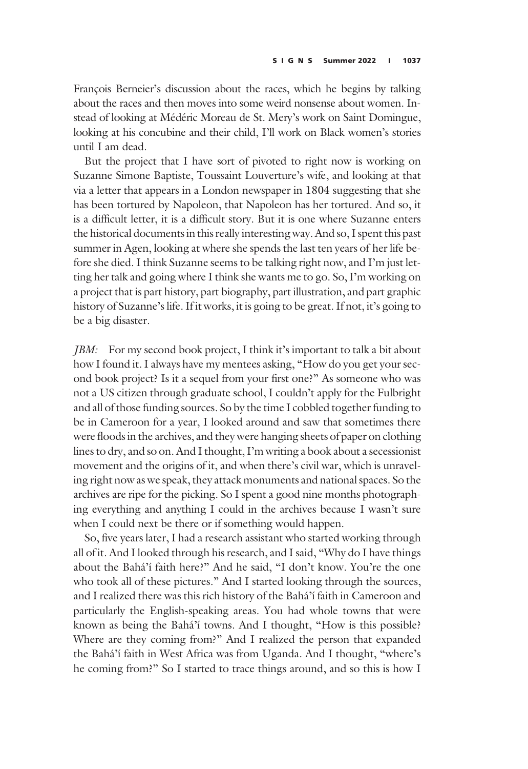François Berneier's discussion about the races, which he begins by talking about the races and then moves into some weird nonsense about women. Instead of looking at Médéric Moreau de St. Mery's work on Saint Domingue, looking at his concubine and their child, I'll work on Black women's stories until I am dead.

But the project that I have sort of pivoted to right now is working on Suzanne Simone Baptiste, Toussaint Louverture's wife, and looking at that via a letter that appears in a London newspaper in 1804 suggesting that she has been tortured by Napoleon, that Napoleon has her tortured. And so, it is a difficult letter, it is a difficult story. But it is one where Suzanne enters the historical documents in this really interesting way. And so, I spent this past summer in Agen, looking at where she spends the last ten years of her life before she died. I think Suzanne seems to be talking right now, and I'm just letting her talk and going where I think she wants me to go. So, I'm working on a project that is part history, part biography, part illustration, and part graphic history of Suzanne's life. If it works, it is going to be great. If not, it's going to be a big disaster.

*JBM:* For my second book project, I think it's important to talk a bit about how I found it. I always have my mentees asking, "How do you get your second book project? Is it a sequel from your first one?" As someone who was not a US citizen through graduate school, I couldn't apply for the Fulbright and all of those funding sources. So by the time I cobbled together funding to be in Cameroon for a year, I looked around and saw that sometimes there were floods in the archives, and they were hanging sheets of paper on clothing lines to dry, and so on. And I thought, I'm writing a book about a secessionist movement and the origins of it, and when there's civil war, which is unraveling right now as we speak, they attack monuments and national spaces. So the archives are ripe for the picking. So I spent a good nine months photographing everything and anything I could in the archives because I wasn't sure when I could next be there or if something would happen.

So, five years later, I had a research assistant who started working through all of it. And I looked through his research, and I said, "Why do I have things about the Bahá'í faith here?" And he said, "I don't know. You're the one who took all of these pictures." And I started looking through the sources, and I realized there was this rich history of the Bahá'í faith in Cameroon and particularly the English-speaking areas. You had whole towns that were known as being the Bahá'í towns. And I thought, "How is this possible? Where are they coming from?" And I realized the person that expanded the Bahá'í faith in West Africa was from Uganda. And I thought, "where's he coming from?" So I started to trace things around, and so this is how I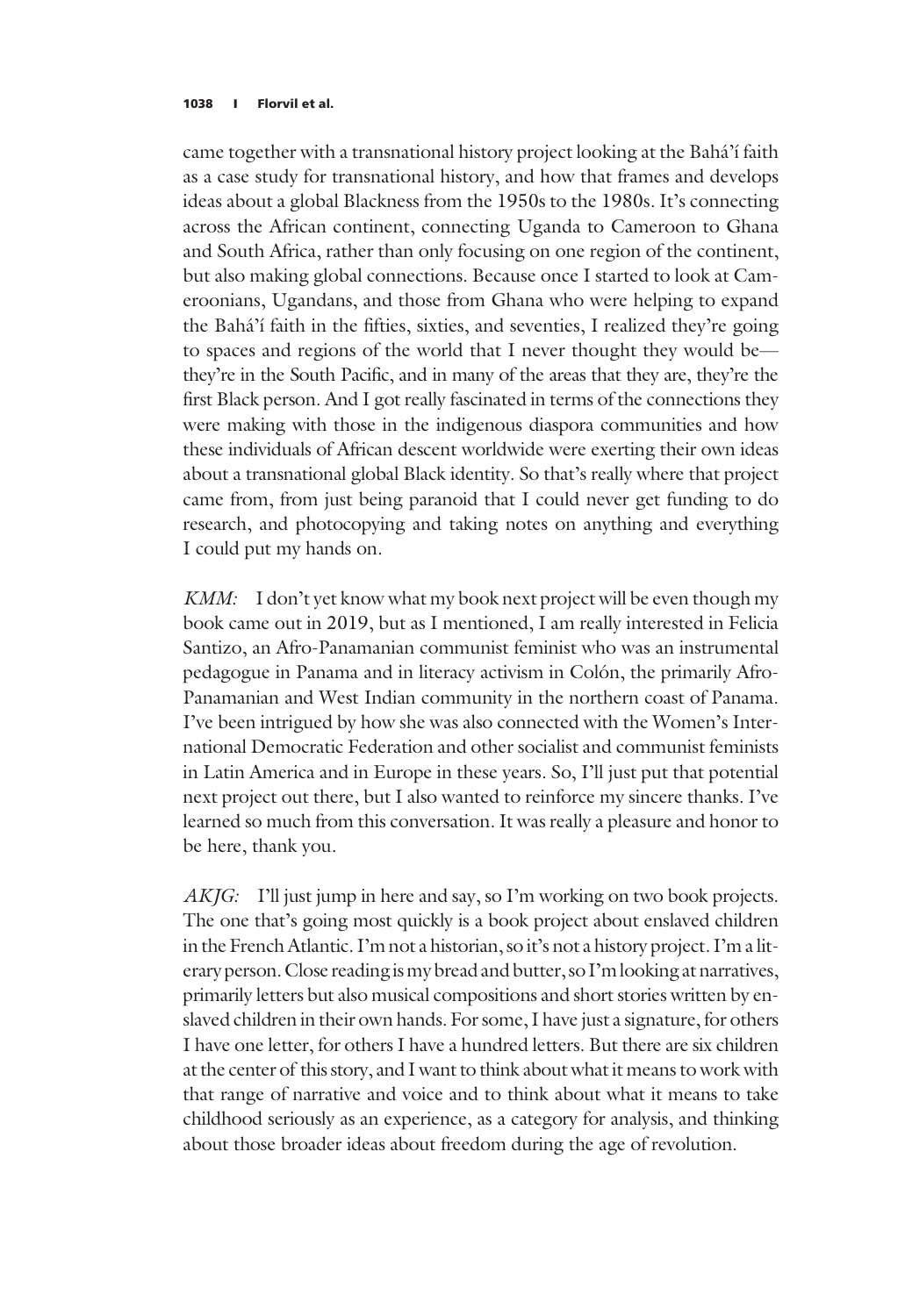came together with a transnational history project looking at the Bahá'í faith as a case study for transnational history, and how that frames and develops ideas about a global Blackness from the 1950s to the 1980s. It's connecting across the African continent, connecting Uganda to Cameroon to Ghana and South Africa, rather than only focusing on one region of the continent, but also making global connections. Because once I started to look at Cameroonians, Ugandans, and those from Ghana who were helping to expand the Bahá'í faith in the fifties, sixties, and seventies, I realized they're going to spaces and regions of the world that I never thought they would be—they're in the South Pacific, and in many of the areas that they are, they're the first Black person. And I got really fascinated in terms of the connections they were making with those in the indigenous diaspora communities and how these individuals of African descent worldwide were exerting their own ideas about a transnational global Black identity. So that's really where that project came from, from just being paranoid that I could never get funding to do research, and photocopying and taking notes on anything and everything I could put my hands on.

*KMM:* I don't yet know what my book next project will be even though my book came out in 2019, but as I mentioned, I am really interested in Felicia Santizo, an Afro-Panamanian communist feminist who was an instrumental pedagogue in Panama and in literacy activism in Colón, the primarily Afro-Panamanian and West Indian community in the northern coast of Panama. I've been intrigued by how she was also connected with the Women's International Democratic Federation and other socialist and communist feminists in Latin America and in Europe in these years. So, I'll just put that potential next project out there, but I also wanted to reinforce my sincere thanks. I've learned so much from this conversation. It was really a pleasure and honor to be here, thank you.

*AKJG:* I'll just jump in here and say, so I'm working on two book projects. The one that's going most quickly is a book project about enslaved children in the French Atlantic. I'm not a historian, so it's not a history project. I'm a literary person. Close reading is my bread and butter, so I'm looking at narratives, primarily letters but also musical compositions and short stories written by enslaved children in their own hands. For some, I have just a signature, for others I have one letter, for others I have a hundred letters. But there are six children at the center of this story, and I want to think about what it means to work with that range of narrative and voice and to think about what it means to take childhood seriously as an experience, as a category for analysis, and thinking about those broader ideas about freedom during the age of revolution.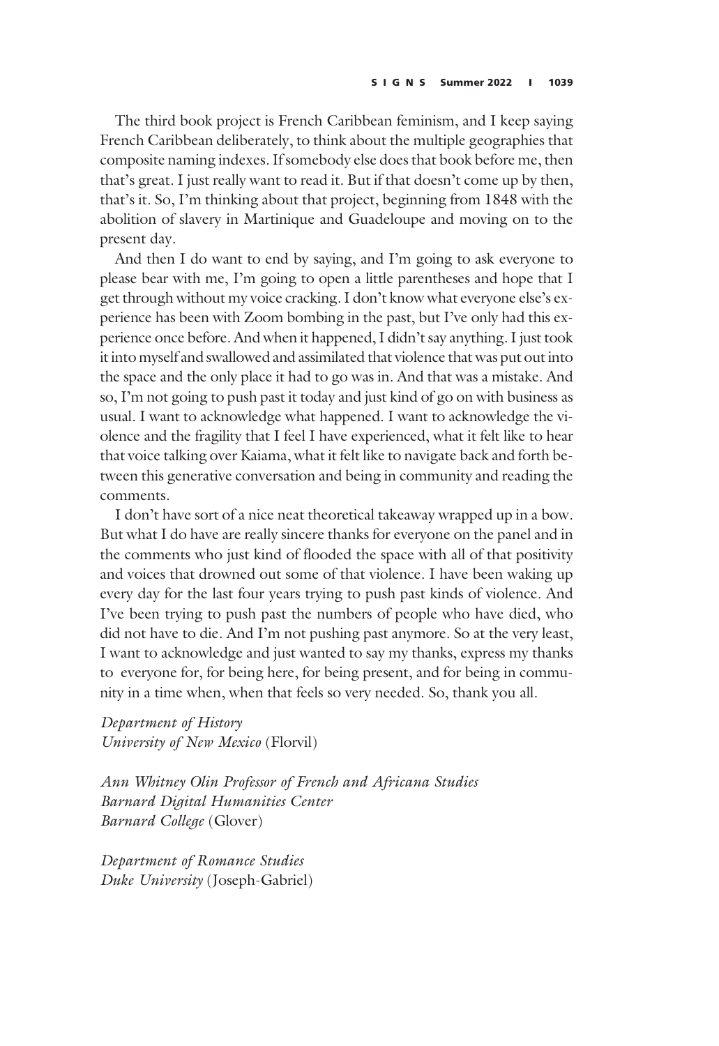The third book project is French Caribbean feminism, and I keep saying French Caribbean deliberately, to think about the multiple geographies that composite naming indexes. If somebody else does that book before me, then that's great. I just really want to read it. But if that doesn't come up by then, that's it. So, I'm thinking about that project, beginning from 1848 with the abolition of slavery in Martinique and Guadeloupe and moving on to the present day.

And then I do want to end by saying, and I'm going to ask everyone to please bear with me, I'm going to open a little parentheses and hope that I get through without my voice cracking. I don't know what everyone else's experience has been with Zoom bombing in the past, but I've only had this experience once before. And when it happened, I didn't say anything. I just took it into myself and swallowed and assimilated that violence that was put out into the space and the only place it had to go was in. And that was a mistake. And so, I'm not going to push past it today and just kind of go on with business as usual. I want to acknowledge what happened. I want to acknowledge the violence and the fragility that I feel I have experienced, what it felt like to hear that voice talking over Kaiama, what it felt like to navigate back and forth between this generative conversation and being in community and reading the comments.

I don't have sort of a nice neat theoretical takeaway wrapped up in a bow. But what I do have are really sincere thanks for everyone on the panel and in the comments who just kind of flooded the space with all of that positivity and voices that drowned out some of that violence. I have been waking up every day for the last four years trying to push past kinds of violence. And I've been trying to push past the numbers of people who have died, who did not have to die. And I'm not pushing past anymore. So at the very least, I want to acknowledge and just wanted to say my thanks, express my thanks to everyone for, for being here, for being present, and for being in community in a time when, when that feels so very needed. So, thank you all.

*Department of History*
*University of New Mexico* (Florvil)

*Ann Whitney Olin Professor of French and Africana Studies*
*Barnard Digital Humanities Center*
*Barnard College* (Glover)

*Department of Romance Studies*
*Duke University* (Joseph-Gabriel)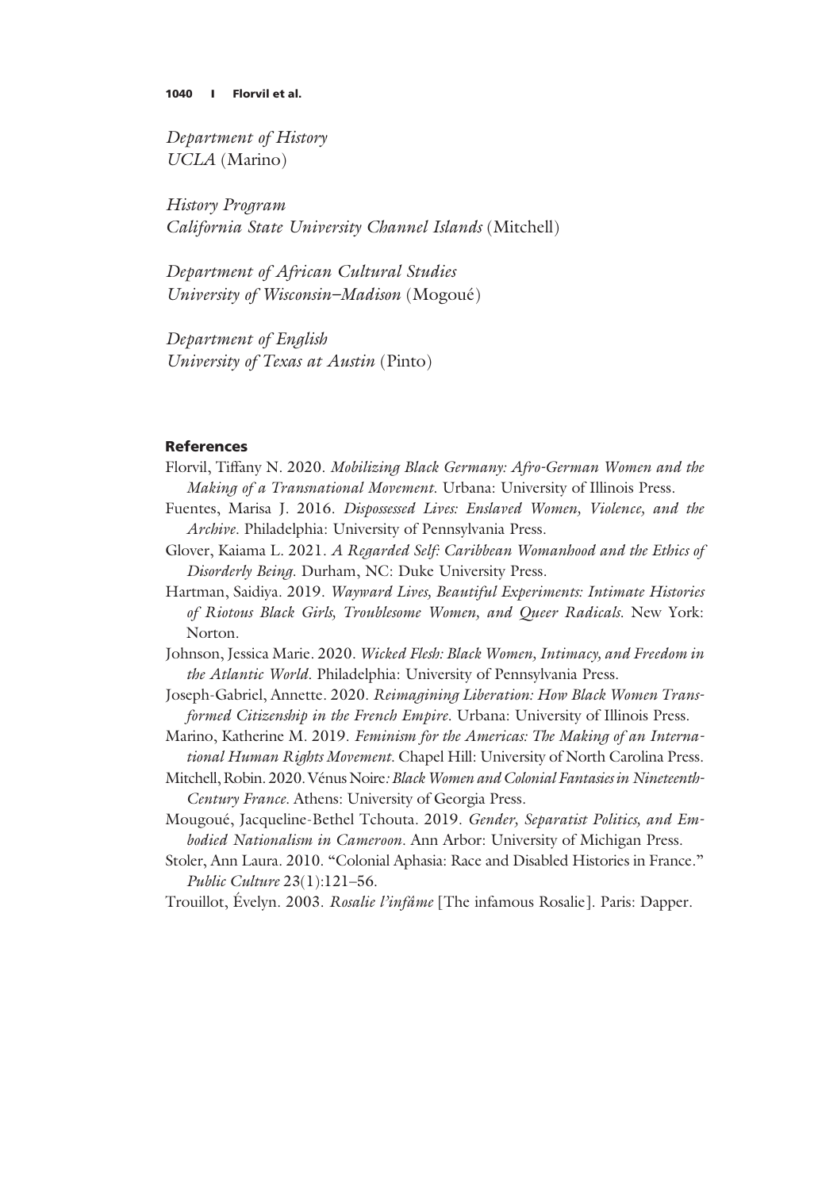*Department of History*
*UCLA* (Marino)

*History Program*
*California State University Channel Islands* (Mitchell)

*Department of African Cultural Studies*
*University of Wisconsin–Madison* (Mogoué)

*Department of English*
*University of Texas at Austin* (Pinto)

## References

Florvil, Tiffany N. 2020. *Mobilizing Black Germany: Afro-German Women and the Making of a Transnational Movement*. Urbana: University of Illinois Press.

Fuentes, Marisa J. 2016. *Dispossessed Lives: Enslaved Women, Violence, and the Archive*. Philadelphia: University of Pennsylvania Press.

Glover, Kaiama L. 2021. *A Regarded Self: Caribbean Womanhood and the Ethics of Disorderly Being*. Durham, NC: Duke University Press.

Hartman, Saidiya. 2019. *Wayward Lives, Beautiful Experiments: Intimate Histories of Riotous Black Girls, Troublesome Women, and Queer Radicals*. New York: Norton.

Johnson, Jessica Marie. 2020. *Wicked Flesh: Black Women, Intimacy, and Freedom in the Atlantic World*. Philadelphia: University of Pennsylvania Press.

Joseph-Gabriel, Annette. 2020. *Reimagining Liberation: How Black Women Transformed Citizenship in the French Empire*. Urbana: University of Illinois Press.

Marino, Katherine M. 2019. *Feminism for the Americas: The Making of an International Human Rights Movement*. Chapel Hill: University of North Carolina Press.

Mitchell, Robin. 2020. Vénus Noire*: Black Women and Colonial Fantasies in Nineteenth-Century France*. Athens: University of Georgia Press.

Mougoué, Jacqueline-Bethel Tchouta. 2019. *Gender, Separatist Politics, and Embodied Nationalism in Cameroon*. Ann Arbor: University of Michigan Press.

Stoler, Ann Laura. 2010. "Colonial Aphasia: Race and Disabled Histories in France." *Public Culture* 23(1):121–56.

Trouillot, Évelyn. 2003. *Rosalie l'infâme* [The infamous Rosalie]. Paris: Dapper.